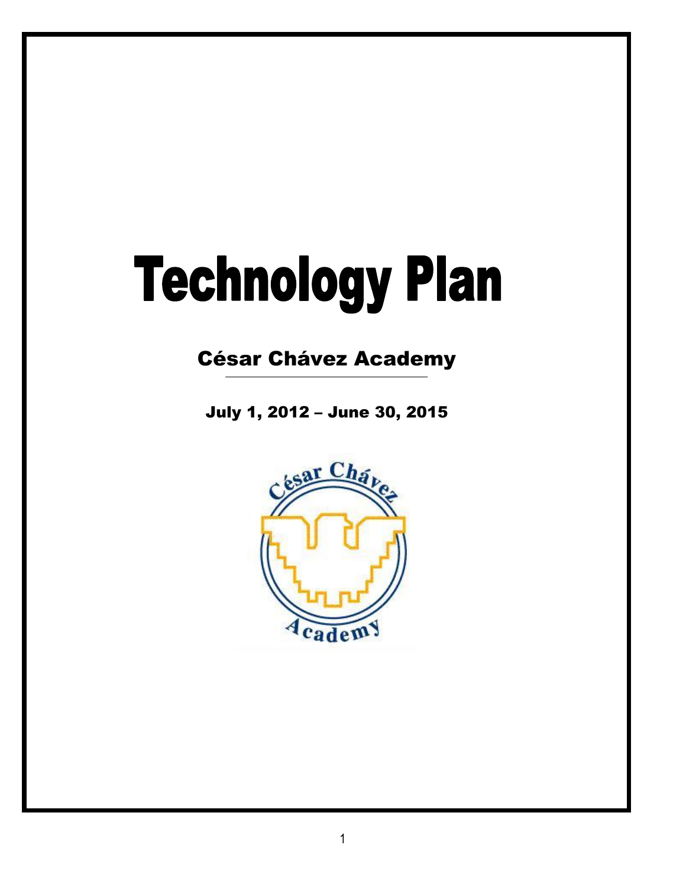# Technology Plan

## César Chávez Academy

**July 1, 2012 – June 30, 2015**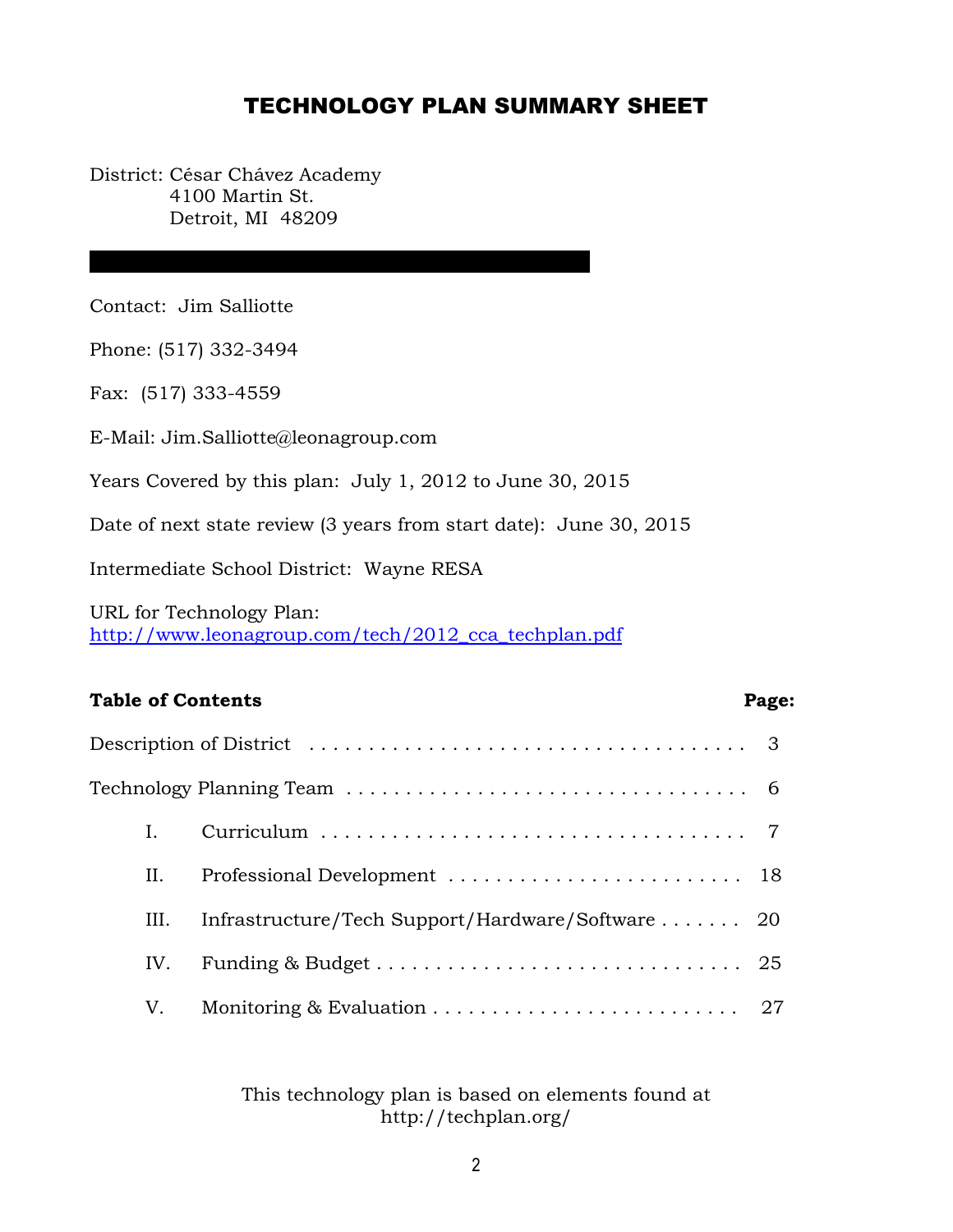# TECHNOLOGY PLAN SUMMARY SHEET

District: César Chávez Academy
4100 Martin St.
Detroit, MI 48209

Contact: Jim Salliotte

Phone: (517) 332-3494

Fax: (517) 333-4559

E-Mail: Jim.Salliotte@leonagroup.com

Years Covered by this plan: July 1, 2012 to June 30, 2015

Date of next state review (3 years from start date): June 30, 2015

Intermediate School District: Wayne RESA

URL for Technology Plan:
http://www.leonagroup.com/tech/2012_cca_techplan.pdf

| **Table of Contents** | **Page:** |
|---|---|
| Description of District | 3 |
| Technology Planning Team | 6 |
| I. Curriculum | 7 |
| II. Professional Development | 18 |
| III. Infrastructure/Tech Support/Hardware/Software | 20 |
| IV. Funding & Budget | 25 |
| V. Monitoring & Evaluation | 27 |

This technology plan is based on elements found at http://techplan.org/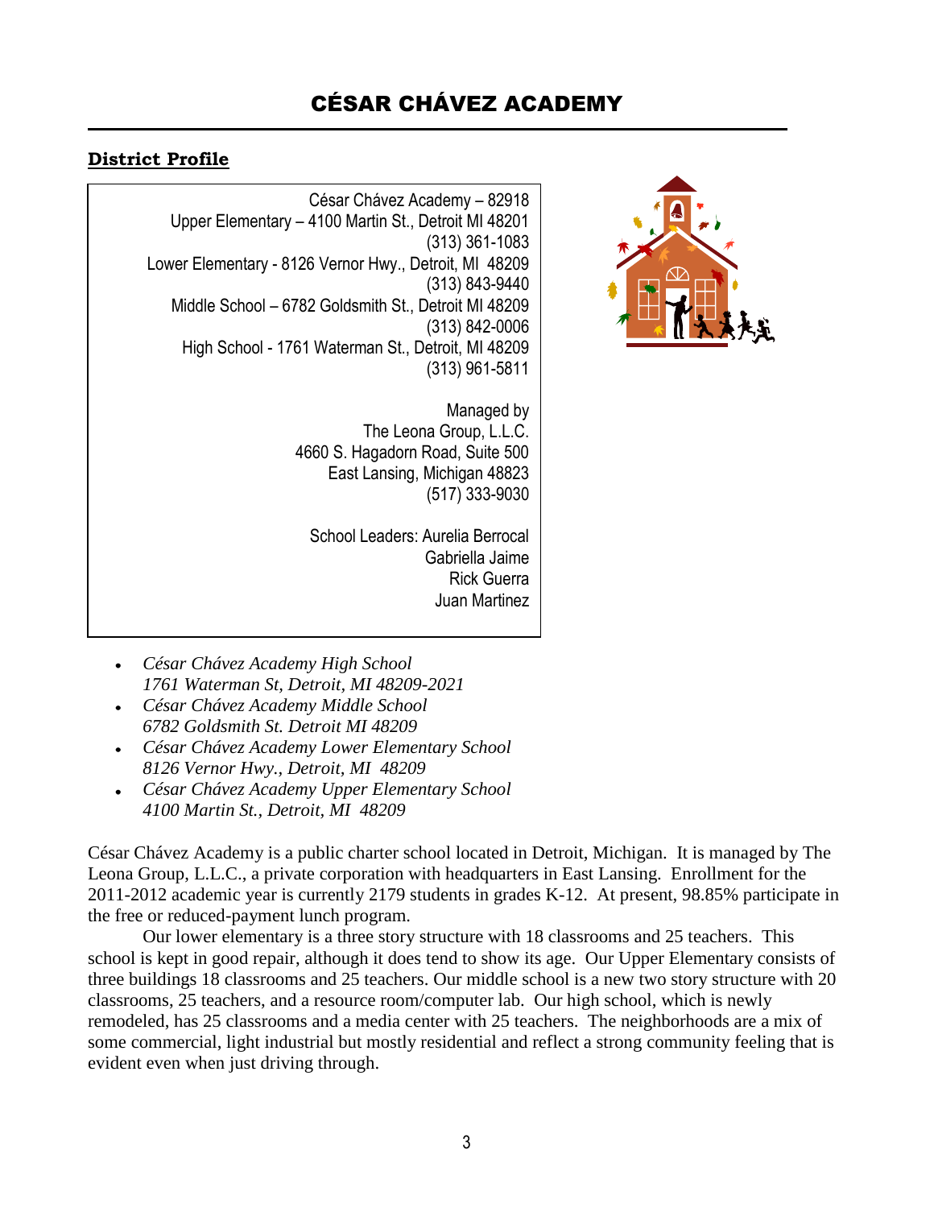# CÉSAR CHÁVEZ ACADEMY

## District Profile

César Chávez Academy – 82918
Upper Elementary – 4100 Martin St., Detroit MI 48201
(313) 361-1083
Lower Elementary - 8126 Vernor Hwy., Detroit, MI 48209
(313) 843-9440
Middle School – 6782 Goldsmith St., Detroit MI 48209
(313) 842-0006
High School - 1761 Waterman St., Detroit, MI 48209
(313) 961-5811

Managed by
The Leona Group, L.L.C.
4660 S. Hagadorn Road, Suite 500
East Lansing, Michigan 48823
(517) 333-9030

School Leaders: Aurelia Berrocal
Gabriella Jaime
Rick Guerra
Juan Martinez

- *César Chávez Academy High School*
  *1761 Waterman St, Detroit, MI 48209-2021*
- *César Chávez Academy Middle School*
  *6782 Goldsmith St. Detroit MI 48209*
- *César Chávez Academy Lower Elementary School*
  *8126 Vernor Hwy., Detroit, MI 48209*
- *César Chávez Academy Upper Elementary School*
  *4100 Martin St., Detroit, MI 48209*

César Chávez Academy is a public charter school located in Detroit, Michigan. It is managed by The Leona Group, L.L.C., a private corporation with headquarters in East Lansing. Enrollment for the 2011-2012 academic year is currently 2179 students in grades K-12. At present, 98.85% participate in the free or reduced-payment lunch program.

Our lower elementary is a three story structure with 18 classrooms and 25 teachers. This school is kept in good repair, although it does tend to show its age. Our Upper Elementary consists of three buildings 18 classrooms and 25 teachers. Our middle school is a new two story structure with 20 classrooms, 25 teachers, and a resource room/computer lab. Our high school, which is newly remodeled, has 25 classrooms and a media center with 25 teachers. The neighborhoods are a mix of some commercial, light industrial but mostly residential and reflect a strong community feeling that is evident even when just driving through.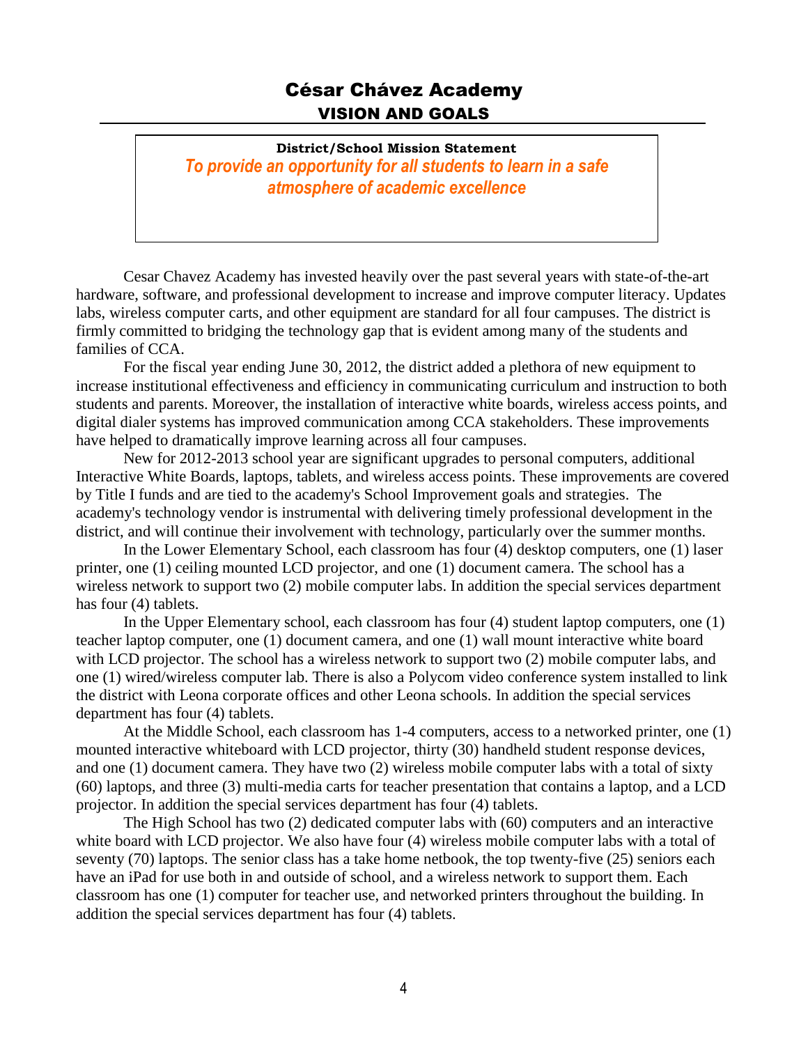# César Chávez Academy

## VISION AND GOALS

**District/School Mission Statement**

***To provide an opportunity for all students to learn in a safe atmosphere of academic excellence***

Cesar Chavez Academy has invested heavily over the past several years with state-of-the-art hardware, software, and professional development to increase and improve computer literacy. Updates labs, wireless computer carts, and other equipment are standard for all four campuses. The district is firmly committed to bridging the technology gap that is evident among many of the students and families of CCA.

For the fiscal year ending June 30, 2012, the district added a plethora of new equipment to increase institutional effectiveness and efficiency in communicating curriculum and instruction to both students and parents. Moreover, the installation of interactive white boards, wireless access points, and digital dialer systems has improved communication among CCA stakeholders. These improvements have helped to dramatically improve learning across all four campuses.

New for 2012-2013 school year are significant upgrades to personal computers, additional Interactive White Boards, laptops, tablets, and wireless access points. These improvements are covered by Title I funds and are tied to the academy's School Improvement goals and strategies. The academy's technology vendor is instrumental with delivering timely professional development in the district, and will continue their involvement with technology, particularly over the summer months.

In the Lower Elementary School, each classroom has four (4) desktop computers, one (1) laser printer, one (1) ceiling mounted LCD projector, and one (1) document camera. The school has a wireless network to support two (2) mobile computer labs. In addition the special services department has four (4) tablets.

In the Upper Elementary school, each classroom has four (4) student laptop computers, one (1) teacher laptop computer, one (1) document camera, and one (1) wall mount interactive white board with LCD projector. The school has a wireless network to support two (2) mobile computer labs, and one (1) wired/wireless computer lab. There is also a Polycom video conference system installed to link the district with Leona corporate offices and other Leona schools. In addition the special services department has four (4) tablets.

At the Middle School, each classroom has 1-4 computers, access to a networked printer, one (1) mounted interactive whiteboard with LCD projector, thirty (30) handheld student response devices, and one (1) document camera. They have two (2) wireless mobile computer labs with a total of sixty (60) laptops, and three (3) multi-media carts for teacher presentation that contains a laptop, and a LCD projector. In addition the special services department has four (4) tablets.

The High School has two (2) dedicated computer labs with (60) computers and an interactive white board with LCD projector. We also have four (4) wireless mobile computer labs with a total of seventy (70) laptops. The senior class has a take home netbook, the top twenty-five (25) seniors each have an iPad for use both in and outside of school, and a wireless network to support them. Each classroom has one (1) computer for teacher use, and networked printers throughout the building. In addition the special services department has four (4) tablets.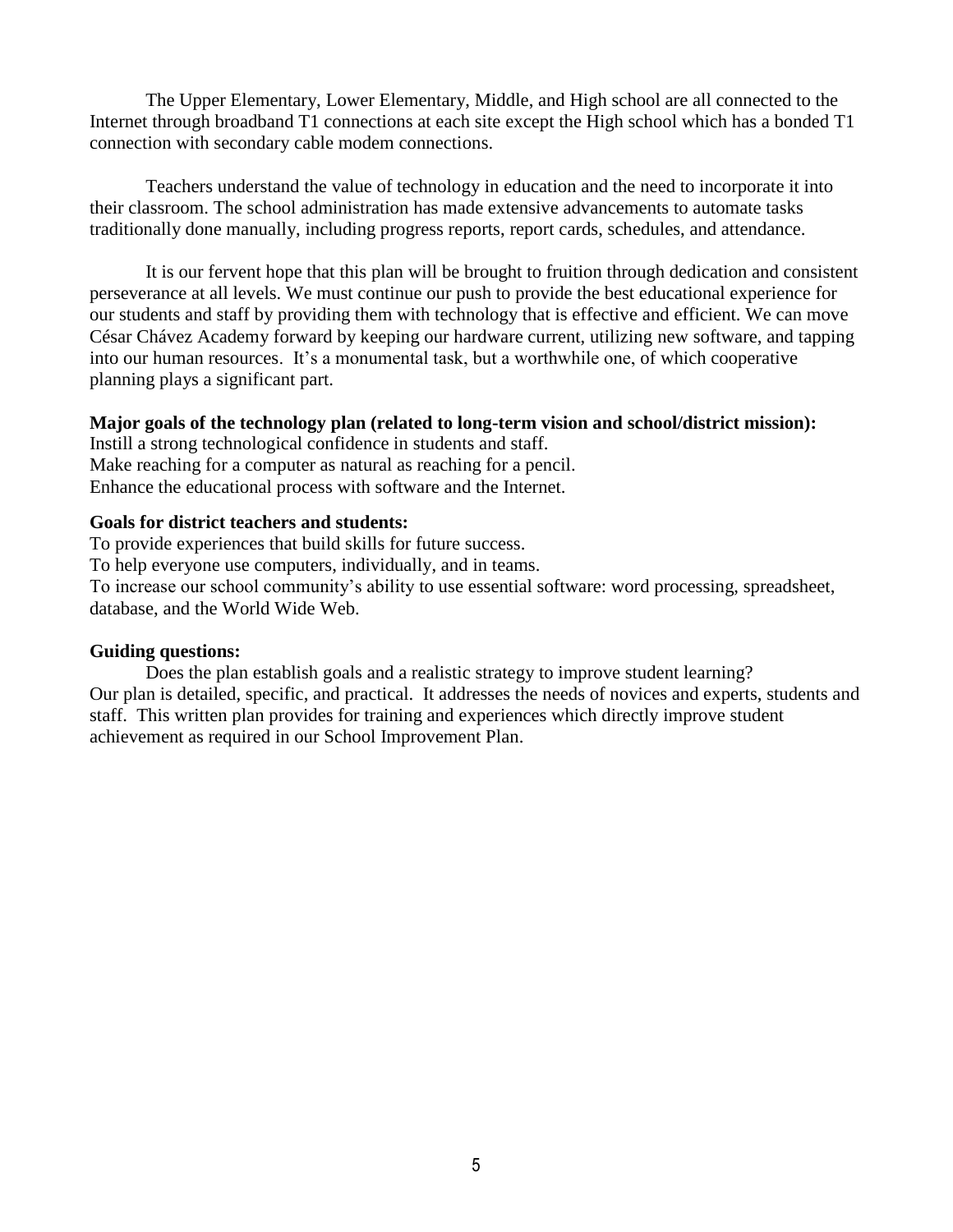The Upper Elementary, Lower Elementary, Middle, and High school are all connected to the Internet through broadband T1 connections at each site except the High school which has a bonded T1 connection with secondary cable modem connections.

Teachers understand the value of technology in education and the need to incorporate it into their classroom. The school administration has made extensive advancements to automate tasks traditionally done manually, including progress reports, report cards, schedules, and attendance.

It is our fervent hope that this plan will be brought to fruition through dedication and consistent perseverance at all levels. We must continue our push to provide the best educational experience for our students and staff by providing them with technology that is effective and efficient. We can move César Chávez Academy forward by keeping our hardware current, utilizing new software, and tapping into our human resources. It's a monumental task, but a worthwhile one, of which cooperative planning plays a significant part.

**Major goals of the technology plan (related to long-term vision and school/district mission):**

Instill a strong technological confidence in students and staff.
Make reaching for a computer as natural as reaching for a pencil.
Enhance the educational process with software and the Internet.

**Goals for district teachers and students:**

To provide experiences that build skills for future success.
To help everyone use computers, individually, and in teams.
To increase our school community's ability to use essential software: word processing, spreadsheet, database, and the World Wide Web.

**Guiding questions:**

Does the plan establish goals and a realistic strategy to improve student learning?
Our plan is detailed, specific, and practical. It addresses the needs of novices and experts, students and staff. This written plan provides for training and experiences which directly improve student achievement as required in our School Improvement Plan.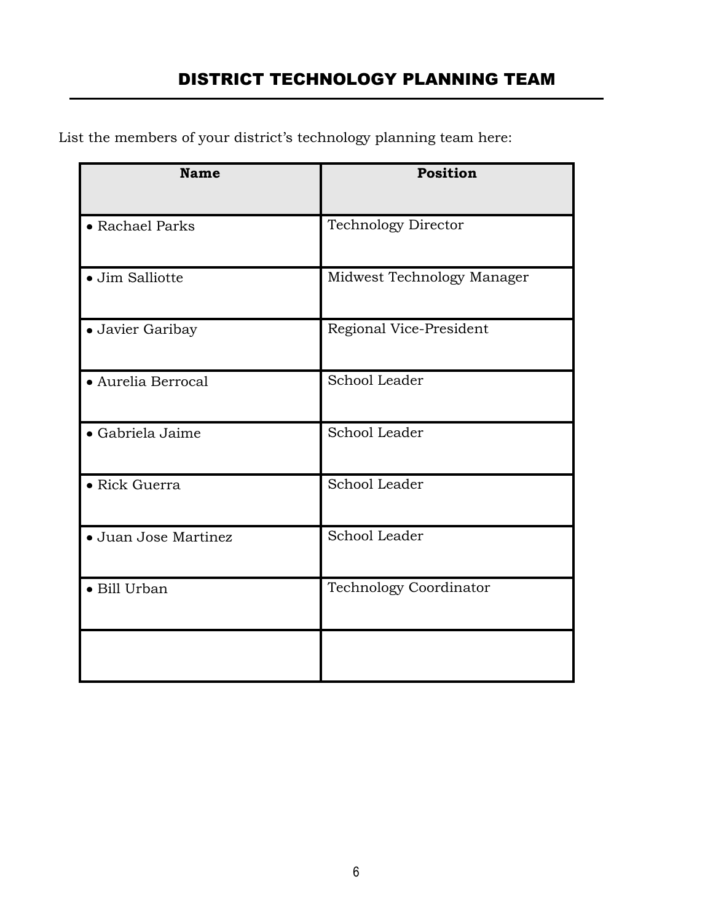# DISTRICT TECHNOLOGY PLANNING TEAM

List the members of your district's technology planning team here:

| Name | Position |
| --- | --- |
| • Rachael Parks | Technology Director |
| • Jim Salliotte | Midwest Technology Manager |
| • Javier Garibay | Regional Vice-President |
| • Aurelia Berrocal | School Leader |
| • Gabriela Jaime | School Leader |
| • Rick Guerra | School Leader |
| • Juan Jose Martinez | School Leader |
| • Bill Urban | Technology Coordinator |
| | |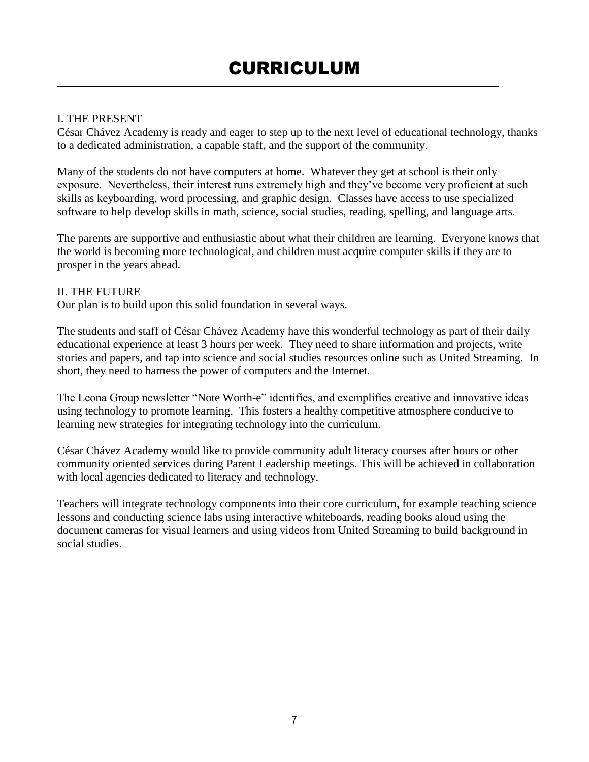# CURRICULUM

## I. THE PRESENT

César Chávez Academy is ready and eager to step up to the next level of educational technology, thanks to a dedicated administration, a capable staff, and the support of the community.

Many of the students do not have computers at home. Whatever they get at school is their only exposure. Nevertheless, their interest runs extremely high and they've become very proficient at such skills as keyboarding, word processing, and graphic design. Classes have access to use specialized software to help develop skills in math, science, social studies, reading, spelling, and language arts.

The parents are supportive and enthusiastic about what their children are learning. Everyone knows that the world is becoming more technological, and children must acquire computer skills if they are to prosper in the years ahead.

## II. THE FUTURE

Our plan is to build upon this solid foundation in several ways.

The students and staff of César Chávez Academy have this wonderful technology as part of their daily educational experience at least 3 hours per week. They need to share information and projects, write stories and papers, and tap into science and social studies resources online such as United Streaming. In short, they need to harness the power of computers and the Internet.

The Leona Group newsletter "Note Worth-e" identifies, and exemplifies creative and innovative ideas using technology to promote learning. This fosters a healthy competitive atmosphere conducive to learning new strategies for integrating technology into the curriculum.

César Chávez Academy would like to provide community adult literacy courses after hours or other community oriented services during Parent Leadership meetings. This will be achieved in collaboration with local agencies dedicated to literacy and technology.

Teachers will integrate technology components into their core curriculum, for example teaching science lessons and conducting science labs using interactive whiteboards, reading books aloud using the document cameras for visual learners and using videos from United Streaming to build background in social studies.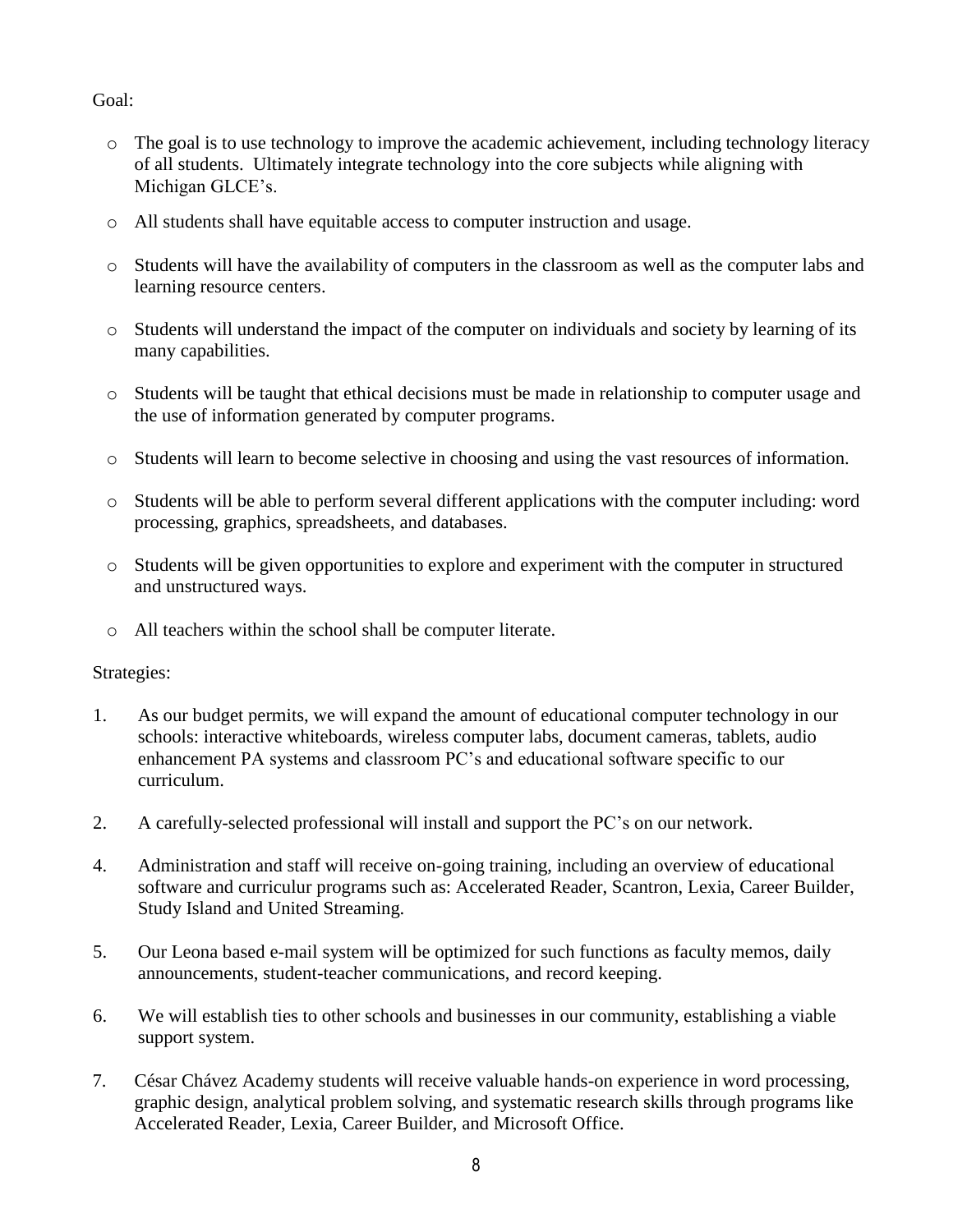Goal:

- The goal is to use technology to improve the academic achievement, including technology literacy of all students. Ultimately integrate technology into the core subjects while aligning with Michigan GLCE's.
- All students shall have equitable access to computer instruction and usage.
- Students will have the availability of computers in the classroom as well as the computer labs and learning resource centers.
- Students will understand the impact of the computer on individuals and society by learning of its many capabilities.
- Students will be taught that ethical decisions must be made in relationship to computer usage and the use of information generated by computer programs.
- Students will learn to become selective in choosing and using the vast resources of information.
- Students will be able to perform several different applications with the computer including: word processing, graphics, spreadsheets, and databases.
- Students will be given opportunities to explore and experiment with the computer in structured and unstructured ways.
- All teachers within the school shall be computer literate.

Strategies:

1. As our budget permits, we will expand the amount of educational computer technology in our schools: interactive whiteboards, wireless computer labs, document cameras, tablets, audio enhancement PA systems and classroom PC's and educational software specific to our curriculum.

2. A carefully-selected professional will install and support the PC's on our network.

4. Administration and staff will receive on-going training, including an overview of educational software and curriculur programs such as: Accelerated Reader, Scantron, Lexia, Career Builder, Study Island and United Streaming.

5. Our Leona based e-mail system will be optimized for such functions as faculty memos, daily announcements, student-teacher communications, and record keeping.

6. We will establish ties to other schools and businesses in our community, establishing a viable support system.

7. César Chávez Academy students will receive valuable hands-on experience in word processing, graphic design, analytical problem solving, and systematic research skills through programs like Accelerated Reader, Lexia, Career Builder, and Microsoft Office.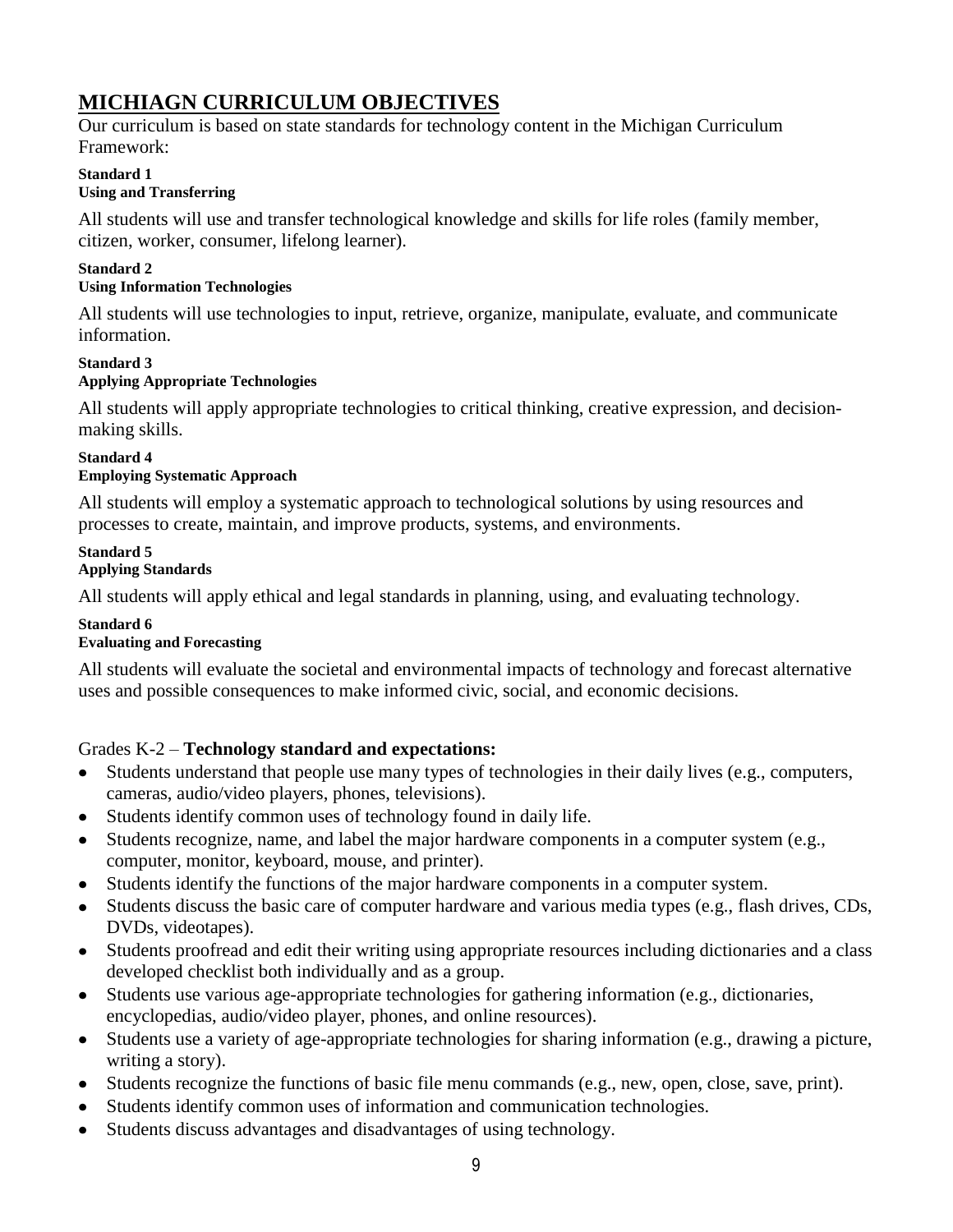## MICHIAGN CURRICULUM OBJECTIVES

Our curriculum is based on state standards for technology content in the Michigan Curriculum Framework:

**Standard 1**
**Using and Transferring**

All students will use and transfer technological knowledge and skills for life roles (family member, citizen, worker, consumer, lifelong learner).

**Standard 2**
**Using Information Technologies**

All students will use technologies to input, retrieve, organize, manipulate, evaluate, and communicate information.

**Standard 3**
**Applying Appropriate Technologies**

All students will apply appropriate technologies to critical thinking, creative expression, and decision-making skills.

**Standard 4**
**Employing Systematic Approach**

All students will employ a systematic approach to technological solutions by using resources and processes to create, maintain, and improve products, systems, and environments.

**Standard 5**
**Applying Standards**

All students will apply ethical and legal standards in planning, using, and evaluating technology.

**Standard 6**
**Evaluating and Forecasting**

All students will evaluate the societal and environmental impacts of technology and forecast alternative uses and possible consequences to make informed civic, social, and economic decisions.

Grades K-2 – **Technology standard and expectations:**

- Students understand that people use many types of technologies in their daily lives (e.g., computers, cameras, audio/video players, phones, televisions).
- Students identify common uses of technology found in daily life.
- Students recognize, name, and label the major hardware components in a computer system (e.g., computer, monitor, keyboard, mouse, and printer).
- Students identify the functions of the major hardware components in a computer system.
- Students discuss the basic care of computer hardware and various media types (e.g., flash drives, CDs, DVDs, videotapes).
- Students proofread and edit their writing using appropriate resources including dictionaries and a class developed checklist both individually and as a group.
- Students use various age-appropriate technologies for gathering information (e.g., dictionaries, encyclopedias, audio/video player, phones, and online resources).
- Students use a variety of age-appropriate technologies for sharing information (e.g., drawing a picture, writing a story).
- Students recognize the functions of basic file menu commands (e.g., new, open, close, save, print).
- Students identify common uses of information and communication technologies.
- Students discuss advantages and disadvantages of using technology.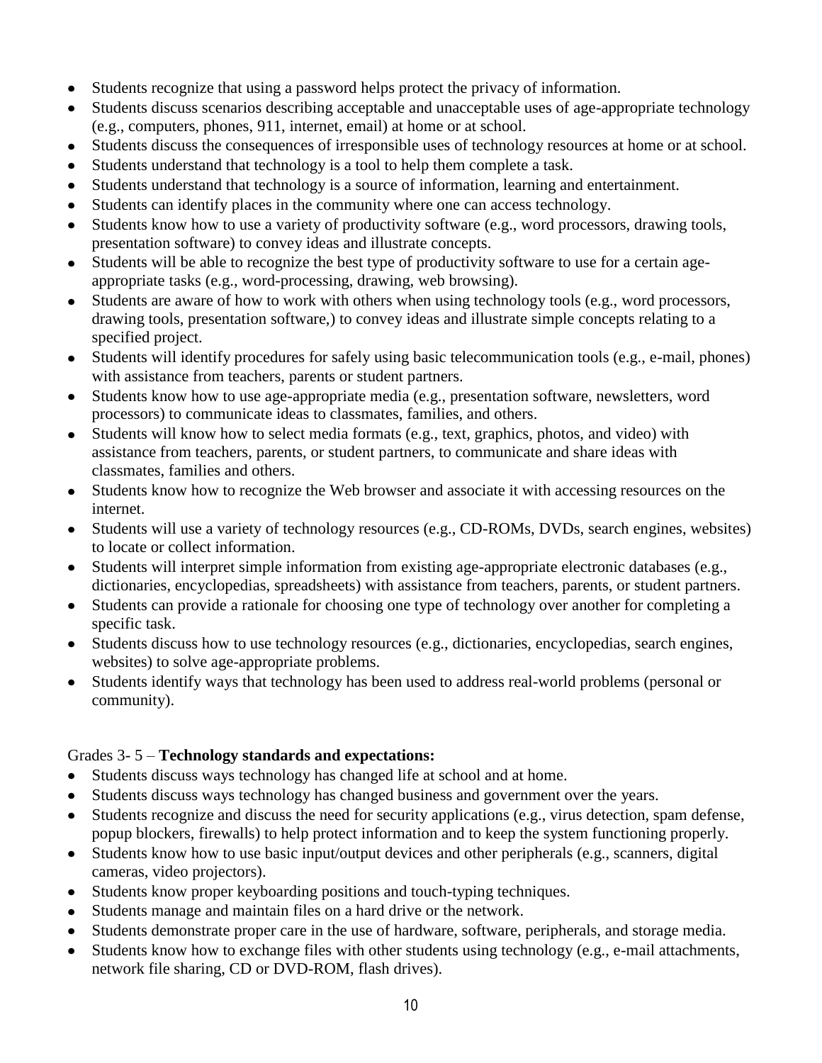- Students recognize that using a password helps protect the privacy of information.
- Students discuss scenarios describing acceptable and unacceptable uses of age-appropriate technology (e.g., computers, phones, 911, internet, email) at home or at school.
- Students discuss the consequences of irresponsible uses of technology resources at home or at school.
- Students understand that technology is a tool to help them complete a task.
- Students understand that technology is a source of information, learning and entertainment.
- Students can identify places in the community where one can access technology.
- Students know how to use a variety of productivity software (e.g., word processors, drawing tools, presentation software) to convey ideas and illustrate concepts.
- Students will be able to recognize the best type of productivity software to use for a certain age-appropriate tasks (e.g., word-processing, drawing, web browsing).
- Students are aware of how to work with others when using technology tools (e.g., word processors, drawing tools, presentation software,) to convey ideas and illustrate simple concepts relating to a specified project.
- Students will identify procedures for safely using basic telecommunication tools (e.g., e-mail, phones) with assistance from teachers, parents or student partners.
- Students know how to use age-appropriate media (e.g., presentation software, newsletters, word processors) to communicate ideas to classmates, families, and others.
- Students will know how to select media formats (e.g., text, graphics, photos, and video) with assistance from teachers, parents, or student partners, to communicate and share ideas with classmates, families and others.
- Students know how to recognize the Web browser and associate it with accessing resources on the internet.
- Students will use a variety of technology resources (e.g., CD-ROMs, DVDs, search engines, websites) to locate or collect information.
- Students will interpret simple information from existing age-appropriate electronic databases (e.g., dictionaries, encyclopedias, spreadsheets) with assistance from teachers, parents, or student partners.
- Students can provide a rationale for choosing one type of technology over another for completing a specific task.
- Students discuss how to use technology resources (e.g., dictionaries, encyclopedias, search engines, websites) to solve age-appropriate problems.
- Students identify ways that technology has been used to address real-world problems (personal or community).

Grades 3- 5 – **Technology standards and expectations:**

- Students discuss ways technology has changed life at school and at home.
- Students discuss ways technology has changed business and government over the years.
- Students recognize and discuss the need for security applications (e.g., virus detection, spam defense, popup blockers, firewalls) to help protect information and to keep the system functioning properly.
- Students know how to use basic input/output devices and other peripherals (e.g., scanners, digital cameras, video projectors).
- Students know proper keyboarding positions and touch-typing techniques.
- Students manage and maintain files on a hard drive or the network.
- Students demonstrate proper care in the use of hardware, software, peripherals, and storage media.
- Students know how to exchange files with other students using technology (e.g., e-mail attachments, network file sharing, CD or DVD-ROM, flash drives).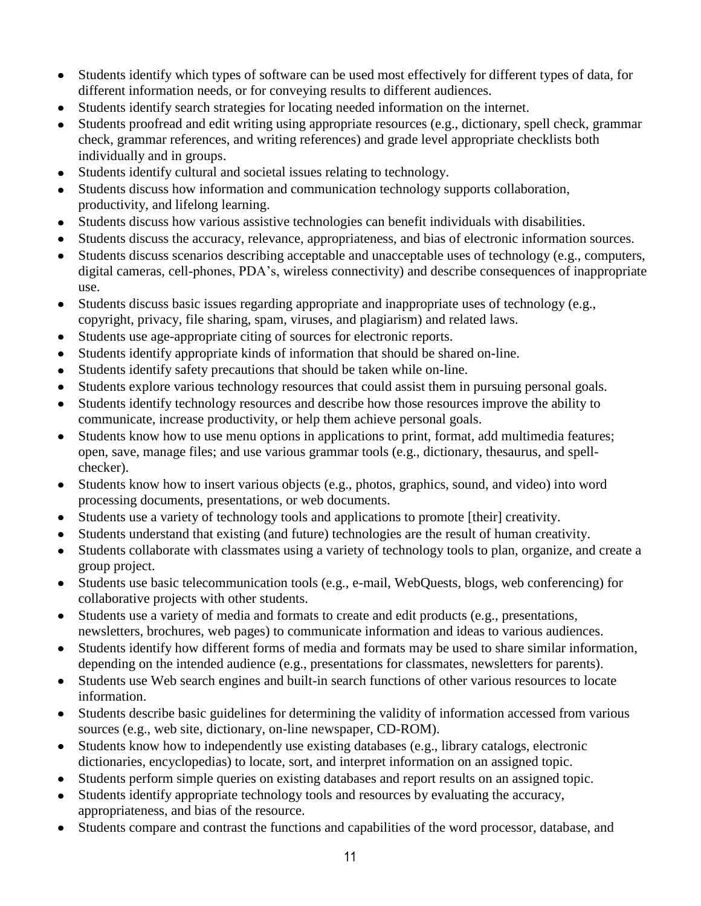- Students identify which types of software can be used most effectively for different types of data, for different information needs, or for conveying results to different audiences.
- Students identify search strategies for locating needed information on the internet.
- Students proofread and edit writing using appropriate resources (e.g., dictionary, spell check, grammar check, grammar references, and writing references) and grade level appropriate checklists both individually and in groups.
- Students identify cultural and societal issues relating to technology.
- Students discuss how information and communication technology supports collaboration, productivity, and lifelong learning.
- Students discuss how various assistive technologies can benefit individuals with disabilities.
- Students discuss the accuracy, relevance, appropriateness, and bias of electronic information sources.
- Students discuss scenarios describing acceptable and unacceptable uses of technology (e.g., computers, digital cameras, cell-phones, PDA's, wireless connectivity) and describe consequences of inappropriate use.
- Students discuss basic issues regarding appropriate and inappropriate uses of technology (e.g., copyright, privacy, file sharing, spam, viruses, and plagiarism) and related laws.
- Students use age-appropriate citing of sources for electronic reports.
- Students identify appropriate kinds of information that should be shared on-line.
- Students identify safety precautions that should be taken while on-line.
- Students explore various technology resources that could assist them in pursuing personal goals.
- Students identify technology resources and describe how those resources improve the ability to communicate, increase productivity, or help them achieve personal goals.
- Students know how to use menu options in applications to print, format, add multimedia features; open, save, manage files; and use various grammar tools (e.g., dictionary, thesaurus, and spell-checker).
- Students know how to insert various objects (e.g., photos, graphics, sound, and video) into word processing documents, presentations, or web documents.
- Students use a variety of technology tools and applications to promote [their] creativity.
- Students understand that existing (and future) technologies are the result of human creativity.
- Students collaborate with classmates using a variety of technology tools to plan, organize, and create a group project.
- Students use basic telecommunication tools (e.g., e-mail, WebQuests, blogs, web conferencing) for collaborative projects with other students.
- Students use a variety of media and formats to create and edit products (e.g., presentations, newsletters, brochures, web pages) to communicate information and ideas to various audiences.
- Students identify how different forms of media and formats may be used to share similar information, depending on the intended audience (e.g., presentations for classmates, newsletters for parents).
- Students use Web search engines and built-in search functions of other various resources to locate information.
- Students describe basic guidelines for determining the validity of information accessed from various sources (e.g., web site, dictionary, on-line newspaper, CD-ROM).
- Students know how to independently use existing databases (e.g., library catalogs, electronic dictionaries, encyclopedias) to locate, sort, and interpret information on an assigned topic.
- Students perform simple queries on existing databases and report results on an assigned topic.
- Students identify appropriate technology tools and resources by evaluating the accuracy, appropriateness, and bias of the resource.
- Students compare and contrast the functions and capabilities of the word processor, database, and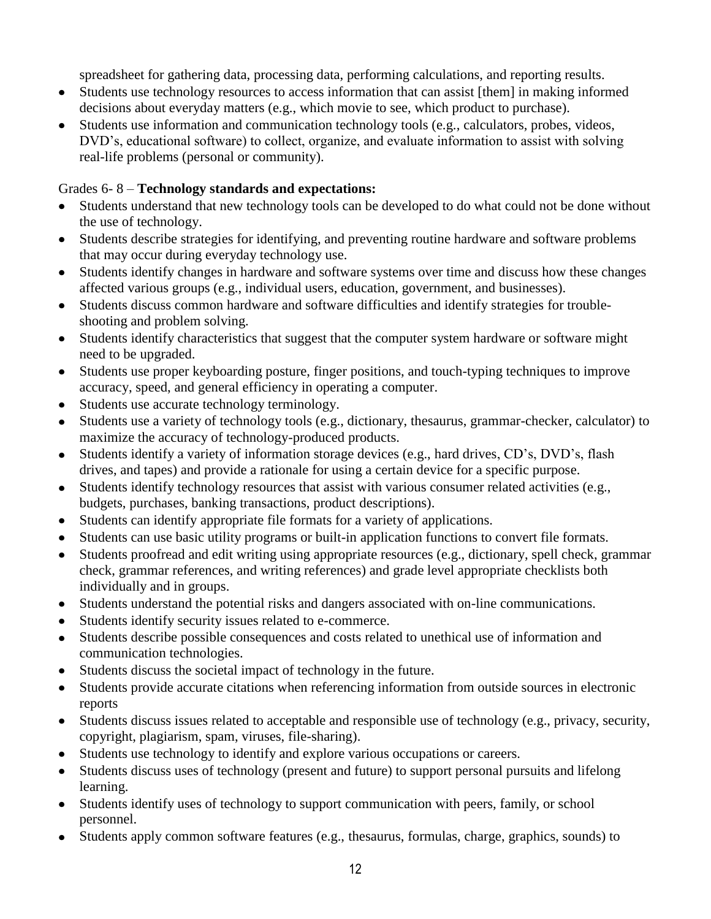spreadsheet for gathering data, processing data, performing calculations, and reporting results.

- Students use technology resources to access information that can assist [them] in making informed decisions about everyday matters (e.g., which movie to see, which product to purchase).
- Students use information and communication technology tools (e.g., calculators, probes, videos, DVD's, educational software) to collect, organize, and evaluate information to assist with solving real-life problems (personal or community).

Grades 6- 8 – **Technology standards and expectations:**

- Students understand that new technology tools can be developed to do what could not be done without the use of technology.
- Students describe strategies for identifying, and preventing routine hardware and software problems that may occur during everyday technology use.
- Students identify changes in hardware and software systems over time and discuss how these changes affected various groups (e.g., individual users, education, government, and businesses).
- Students discuss common hardware and software difficulties and identify strategies for trouble-shooting and problem solving.
- Students identify characteristics that suggest that the computer system hardware or software might need to be upgraded.
- Students use proper keyboarding posture, finger positions, and touch-typing techniques to improve accuracy, speed, and general efficiency in operating a computer.
- Students use accurate technology terminology.
- Students use a variety of technology tools (e.g., dictionary, thesaurus, grammar-checker, calculator) to maximize the accuracy of technology-produced products.
- Students identify a variety of information storage devices (e.g., hard drives, CD's, DVD's, flash drives, and tapes) and provide a rationale for using a certain device for a specific purpose.
- Students identify technology resources that assist with various consumer related activities (e.g., budgets, purchases, banking transactions, product descriptions).
- Students can identify appropriate file formats for a variety of applications.
- Students can use basic utility programs or built-in application functions to convert file formats.
- Students proofread and edit writing using appropriate resources (e.g., dictionary, spell check, grammar check, grammar references, and writing references) and grade level appropriate checklists both individually and in groups.
- Students understand the potential risks and dangers associated with on-line communications.
- Students identify security issues related to e-commerce.
- Students describe possible consequences and costs related to unethical use of information and communication technologies.
- Students discuss the societal impact of technology in the future.
- Students provide accurate citations when referencing information from outside sources in electronic reports
- Students discuss issues related to acceptable and responsible use of technology (e.g., privacy, security, copyright, plagiarism, spam, viruses, file-sharing).
- Students use technology to identify and explore various occupations or careers.
- Students discuss uses of technology (present and future) to support personal pursuits and lifelong learning.
- Students identify uses of technology to support communication with peers, family, or school personnel.
- Students apply common software features (e.g., thesaurus, formulas, charge, graphics, sounds) to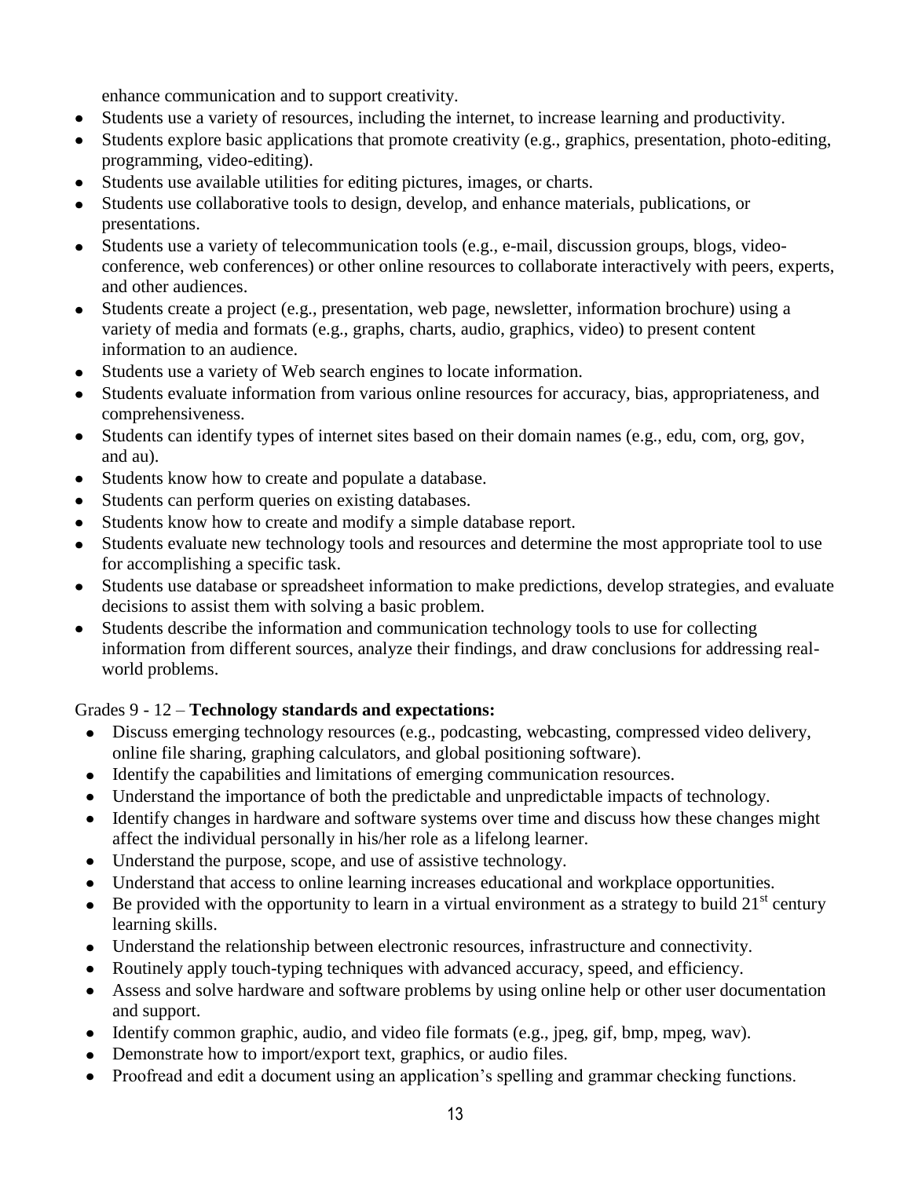enhance communication and to support creativity.

- Students use a variety of resources, including the internet, to increase learning and productivity.
- Students explore basic applications that promote creativity (e.g., graphics, presentation, photo-editing, programming, video-editing).
- Students use available utilities for editing pictures, images, or charts.
- Students use collaborative tools to design, develop, and enhance materials, publications, or presentations.
- Students use a variety of telecommunication tools (e.g., e-mail, discussion groups, blogs, video-conference, web conferences) or other online resources to collaborate interactively with peers, experts, and other audiences.
- Students create a project (e.g., presentation, web page, newsletter, information brochure) using a variety of media and formats (e.g., graphs, charts, audio, graphics, video) to present content information to an audience.
- Students use a variety of Web search engines to locate information.
- Students evaluate information from various online resources for accuracy, bias, appropriateness, and comprehensiveness.
- Students can identify types of internet sites based on their domain names (e.g., edu, com, org, gov, and au).
- Students know how to create and populate a database.
- Students can perform queries on existing databases.
- Students know how to create and modify a simple database report.
- Students evaluate new technology tools and resources and determine the most appropriate tool to use for accomplishing a specific task.
- Students use database or spreadsheet information to make predictions, develop strategies, and evaluate decisions to assist them with solving a basic problem.
- Students describe the information and communication technology tools to use for collecting information from different sources, analyze their findings, and draw conclusions for addressing real-world problems.

Grades 9 - 12 – **Technology standards and expectations:**

- Discuss emerging technology resources (e.g., podcasting, webcasting, compressed video delivery, online file sharing, graphing calculators, and global positioning software).
- Identify the capabilities and limitations of emerging communication resources.
- Understand the importance of both the predictable and unpredictable impacts of technology.
- Identify changes in hardware and software systems over time and discuss how these changes might affect the individual personally in his/her role as a lifelong learner.
- Understand the purpose, scope, and use of assistive technology.
- Understand that access to online learning increases educational and workplace opportunities.
- Be provided with the opportunity to learn in a virtual environment as a strategy to build 21st century learning skills.
- Understand the relationship between electronic resources, infrastructure and connectivity.
- Routinely apply touch-typing techniques with advanced accuracy, speed, and efficiency.
- Assess and solve hardware and software problems by using online help or other user documentation and support.
- Identify common graphic, audio, and video file formats (e.g., jpeg, gif, bmp, mpeg, wav).
- Demonstrate how to import/export text, graphics, or audio files.
- Proofread and edit a document using an application's spelling and grammar checking functions.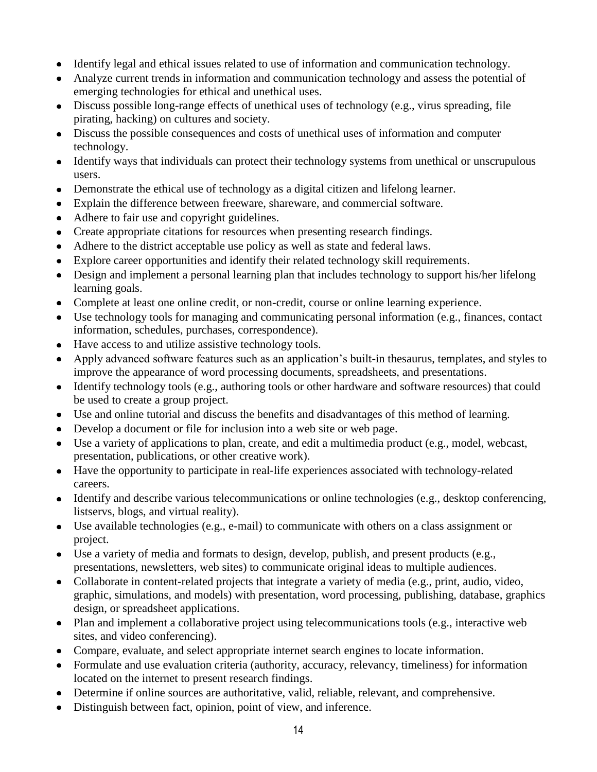- Identify legal and ethical issues related to use of information and communication technology.
- Analyze current trends in information and communication technology and assess the potential of emerging technologies for ethical and unethical uses.
- Discuss possible long-range effects of unethical uses of technology (e.g., virus spreading, file pirating, hacking) on cultures and society.
- Discuss the possible consequences and costs of unethical uses of information and computer technology.
- Identify ways that individuals can protect their technology systems from unethical or unscrupulous users.
- Demonstrate the ethical use of technology as a digital citizen and lifelong learner.
- Explain the difference between freeware, shareware, and commercial software.
- Adhere to fair use and copyright guidelines.
- Create appropriate citations for resources when presenting research findings.
- Adhere to the district acceptable use policy as well as state and federal laws.
- Explore career opportunities and identify their related technology skill requirements.
- Design and implement a personal learning plan that includes technology to support his/her lifelong learning goals.
- Complete at least one online credit, or non-credit, course or online learning experience.
- Use technology tools for managing and communicating personal information (e.g., finances, contact information, schedules, purchases, correspondence).
- Have access to and utilize assistive technology tools.
- Apply advanced software features such as an application's built-in thesaurus, templates, and styles to improve the appearance of word processing documents, spreadsheets, and presentations.
- Identify technology tools (e.g., authoring tools or other hardware and software resources) that could be used to create a group project.
- Use and online tutorial and discuss the benefits and disadvantages of this method of learning.
- Develop a document or file for inclusion into a web site or web page.
- Use a variety of applications to plan, create, and edit a multimedia product (e.g., model, webcast, presentation, publications, or other creative work).
- Have the opportunity to participate in real-life experiences associated with technology-related careers.
- Identify and describe various telecommunications or online technologies (e.g., desktop conferencing, listservs, blogs, and virtual reality).
- Use available technologies (e.g., e-mail) to communicate with others on a class assignment or project.
- Use a variety of media and formats to design, develop, publish, and present products (e.g., presentations, newsletters, web sites) to communicate original ideas to multiple audiences.
- Collaborate in content-related projects that integrate a variety of media (e.g., print, audio, video, graphic, simulations, and models) with presentation, word processing, publishing, database, graphics design, or spreadsheet applications.
- Plan and implement a collaborative project using telecommunications tools (e.g., interactive web sites, and video conferencing).
- Compare, evaluate, and select appropriate internet search engines to locate information.
- Formulate and use evaluation criteria (authority, accuracy, relevancy, timeliness) for information located on the internet to present research findings.
- Determine if online sources are authoritative, valid, reliable, relevant, and comprehensive.
- Distinguish between fact, opinion, point of view, and inference.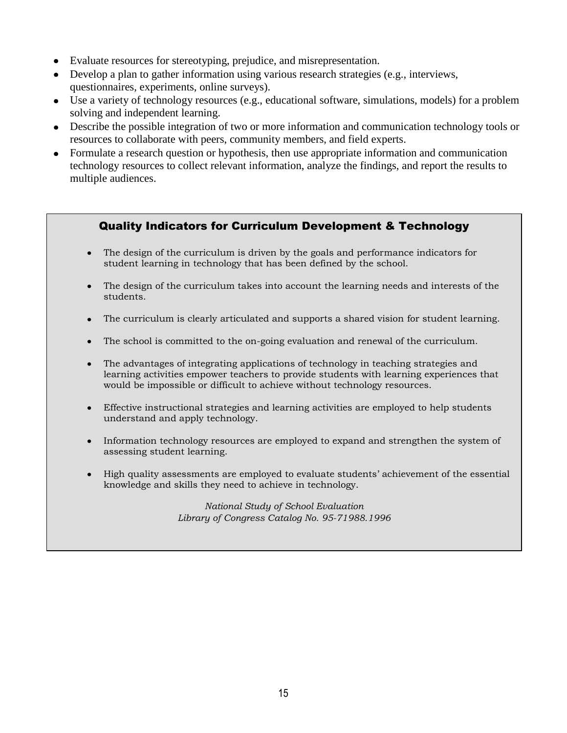- Evaluate resources for stereotyping, prejudice, and misrepresentation.
- Develop a plan to gather information using various research strategies (e.g., interviews, questionnaires, experiments, online surveys).
- Use a variety of technology resources (e.g., educational software, simulations, models) for a problem solving and independent learning.
- Describe the possible integration of two or more information and communication technology tools or resources to collaborate with peers, community members, and field experts.
- Formulate a research question or hypothesis, then use appropriate information and communication technology resources to collect relevant information, analyze the findings, and report the results to multiple audiences.

## Quality Indicators for Curriculum Development & Technology

- The design of the curriculum is driven by the goals and performance indicators for student learning in technology that has been defined by the school.
- The design of the curriculum takes into account the learning needs and interests of the students.
- The curriculum is clearly articulated and supports a shared vision for student learning.
- The school is committed to the on-going evaluation and renewal of the curriculum.
- The advantages of integrating applications of technology in teaching strategies and learning activities empower teachers to provide students with learning experiences that would be impossible or difficult to achieve without technology resources.
- Effective instructional strategies and learning activities are employed to help students understand and apply technology.
- Information technology resources are employed to expand and strengthen the system of assessing student learning.
- High quality assessments are employed to evaluate students' achievement of the essential knowledge and skills they need to achieve in technology.

*National Study of School Evaluation*
*Library of Congress Catalog No. 95-71988.1996*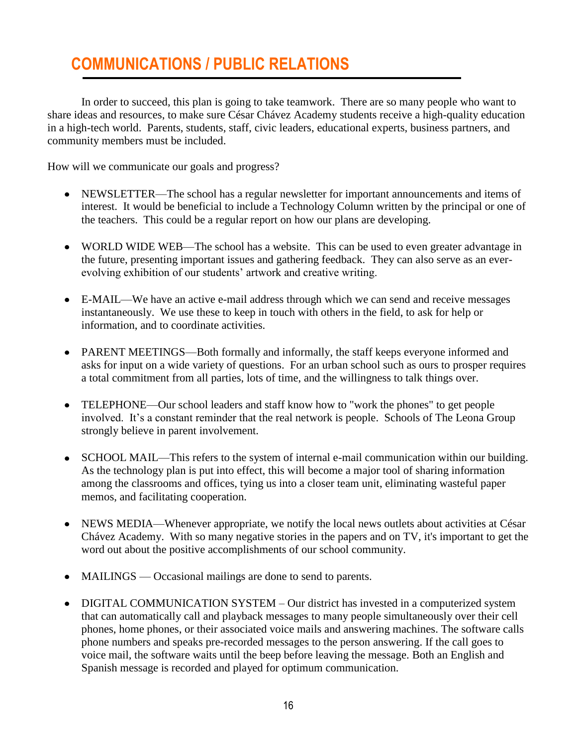# COMMUNICATIONS / PUBLIC RELATIONS

In order to succeed, this plan is going to take teamwork. There are so many people who want to share ideas and resources, to make sure César Chávez Academy students receive a high-quality education in a high-tech world. Parents, students, staff, civic leaders, educational experts, business partners, and community members must be included.

How will we communicate our goals and progress?

- NEWSLETTER—The school has a regular newsletter for important announcements and items of interest. It would be beneficial to include a Technology Column written by the principal or one of the teachers. This could be a regular report on how our plans are developing.
- WORLD WIDE WEB—The school has a website. This can be used to even greater advantage in the future, presenting important issues and gathering feedback. They can also serve as an ever-evolving exhibition of our students' artwork and creative writing.
- E-MAIL—We have an active e-mail address through which we can send and receive messages instantaneously. We use these to keep in touch with others in the field, to ask for help or information, and to coordinate activities.
- PARENT MEETINGS—Both formally and informally, the staff keeps everyone informed and asks for input on a wide variety of questions. For an urban school such as ours to prosper requires a total commitment from all parties, lots of time, and the willingness to talk things over.
- TELEPHONE—Our school leaders and staff know how to "work the phones" to get people involved. It's a constant reminder that the real network is people. Schools of The Leona Group strongly believe in parent involvement.
- SCHOOL MAIL—This refers to the system of internal e-mail communication within our building. As the technology plan is put into effect, this will become a major tool of sharing information among the classrooms and offices, tying us into a closer team unit, eliminating wasteful paper memos, and facilitating cooperation.
- NEWS MEDIA—Whenever appropriate, we notify the local news outlets about activities at César Chávez Academy. With so many negative stories in the papers and on TV, it's important to get the word out about the positive accomplishments of our school community.
- MAILINGS — Occasional mailings are done to send to parents.
- DIGITAL COMMUNICATION SYSTEM – Our district has invested in a computerized system that can automatically call and playback messages to many people simultaneously over their cell phones, home phones, or their associated voice mails and answering machines. The software calls phone numbers and speaks pre-recorded messages to the person answering. If the call goes to voice mail, the software waits until the beep before leaving the message. Both an English and Spanish message is recorded and played for optimum communication.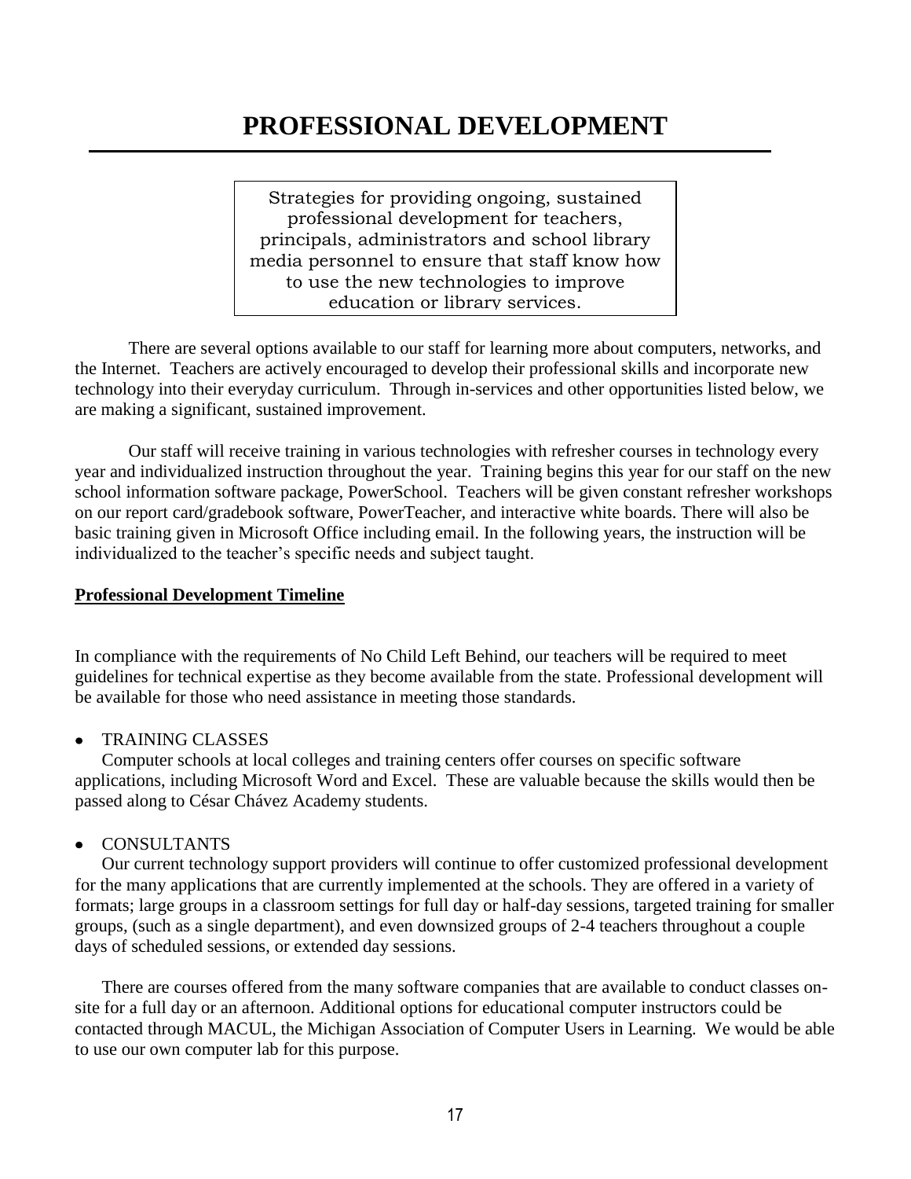# PROFESSIONAL DEVELOPMENT

> Strategies for providing ongoing, sustained professional development for teachers, principals, administrators and school library media personnel to ensure that staff know how to use the new technologies to improve education or library services.

There are several options available to our staff for learning more about computers, networks, and the Internet. Teachers are actively encouraged to develop their professional skills and incorporate new technology into their everyday curriculum. Through in-services and other opportunities listed below, we are making a significant, sustained improvement.

Our staff will receive training in various technologies with refresher courses in technology every year and individualized instruction throughout the year. Training begins this year for our staff on the new school information software package, PowerSchool. Teachers will be given constant refresher workshops on our report card/gradebook software, PowerTeacher, and interactive white boards. There will also be basic training given in Microsoft Office including email. In the following years, the instruction will be individualized to the teacher's specific needs and subject taught.

**Professional Development Timeline**

In compliance with the requirements of No Child Left Behind, our teachers will be required to meet guidelines for technical expertise as they become available from the state. Professional development will be available for those who need assistance in meeting those standards.

- TRAINING CLASSES

  Computer schools at local colleges and training centers offer courses on specific software applications, including Microsoft Word and Excel. These are valuable because the skills would then be passed along to César Chávez Academy students.

- CONSULTANTS

  Our current technology support providers will continue to offer customized professional development for the many applications that are currently implemented at the schools. They are offered in a variety of formats; large groups in a classroom settings for full day or half-day sessions, targeted training for smaller groups, (such as a single department), and even downsized groups of 2-4 teachers throughout a couple days of scheduled sessions, or extended day sessions.

  There are courses offered from the many software companies that are available to conduct classes on-site for a full day or an afternoon. Additional options for educational computer instructors could be contacted through MACUL, the Michigan Association of Computer Users in Learning. We would be able to use our own computer lab for this purpose.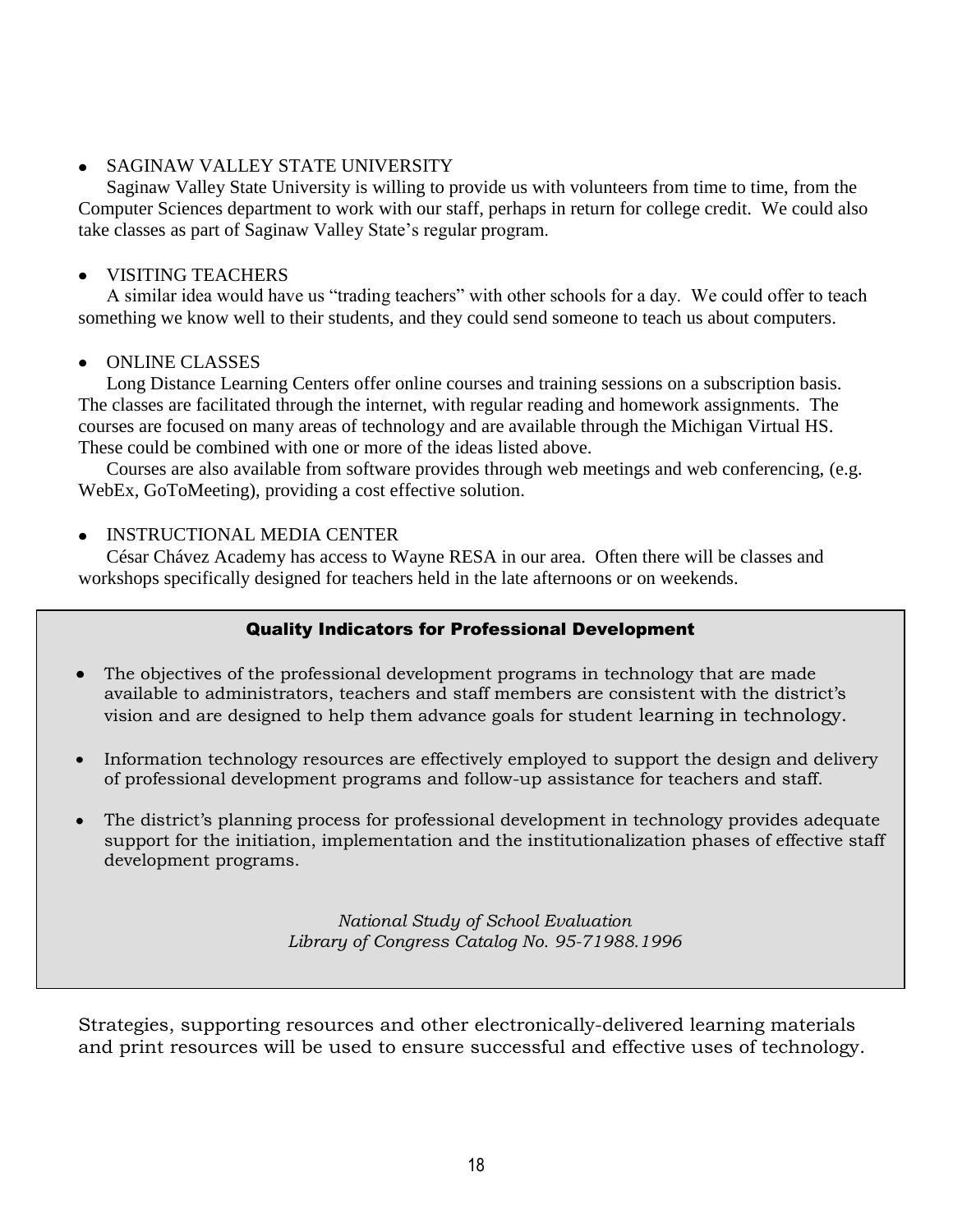- SAGINAW VALLEY STATE UNIVERSITY

Saginaw Valley State University is willing to provide us with volunteers from time to time, from the Computer Sciences department to work with our staff, perhaps in return for college credit. We could also take classes as part of Saginaw Valley State's regular program.

- VISITING TEACHERS

A similar idea would have us "trading teachers" with other schools for a day. We could offer to teach something we know well to their students, and they could send someone to teach us about computers.

- ONLINE CLASSES

Long Distance Learning Centers offer online courses and training sessions on a subscription basis. The classes are facilitated through the internet, with regular reading and homework assignments. The courses are focused on many areas of technology and are available through the Michigan Virtual HS. These could be combined with one or more of the ideas listed above.

Courses are also available from software provides through web meetings and web conferencing, (e.g. WebEx, GoToMeeting), providing a cost effective solution.

- INSTRUCTIONAL MEDIA CENTER

César Chávez Academy has access to Wayne RESA in our area. Often there will be classes and workshops specifically designed for teachers held in the late afternoons or on weekends.

**Quality Indicators for Professional Development**

- The objectives of the professional development programs in technology that are made available to administrators, teachers and staff members are consistent with the district's vision and are designed to help them advance goals for student learning in technology.
- Information technology resources are effectively employed to support the design and delivery of professional development programs and follow-up assistance for teachers and staff.
- The district's planning process for professional development in technology provides adequate support for the initiation, implementation and the institutionalization phases of effective staff development programs.

*National Study of School Evaluation*
*Library of Congress Catalog No. 95-71988.1996*

Strategies, supporting resources and other electronically-delivered learning materials and print resources will be used to ensure successful and effective uses of technology.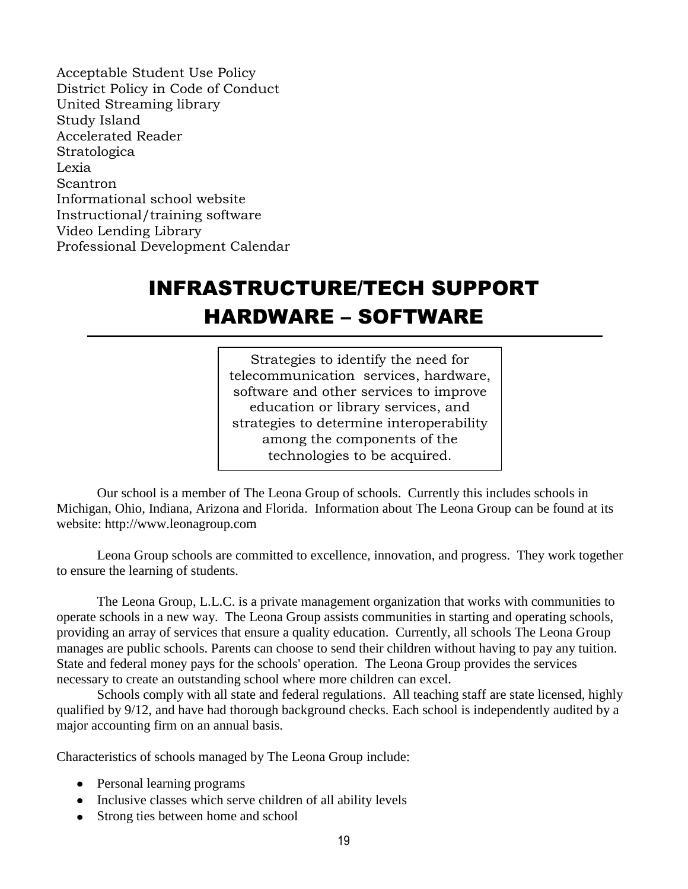Acceptable Student Use Policy
District Policy in Code of Conduct
United Streaming library
Study Island
Accelerated Reader
Stratologica
Lexia
Scantron
Informational school website
Instructional/training software
Video Lending Library
Professional Development Calendar

# INFRASTRUCTURE/TECH SUPPORT HARDWARE – SOFTWARE

> Strategies to identify the need for telecommunication services, hardware, software and other services to improve education or library services, and strategies to determine interoperability among the components of the technologies to be acquired.

Our school is a member of The Leona Group of schools. Currently this includes schools in Michigan, Ohio, Indiana, Arizona and Florida. Information about The Leona Group can be found at its website: http://www.leonagroup.com

Leona Group schools are committed to excellence, innovation, and progress. They work together to ensure the learning of students.

The Leona Group, L.L.C. is a private management organization that works with communities to operate schools in a new way. The Leona Group assists communities in starting and operating schools, providing an array of services that ensure a quality education. Currently, all schools The Leona Group manages are public schools. Parents can choose to send their children without having to pay any tuition. State and federal money pays for the schools' operation. The Leona Group provides the services necessary to create an outstanding school where more children can excel.

Schools comply with all state and federal regulations. All teaching staff are state licensed, highly qualified by 9/12, and have had thorough background checks. Each school is independently audited by a major accounting firm on an annual basis.

Characteristics of schools managed by The Leona Group include:

- Personal learning programs
- Inclusive classes which serve children of all ability levels
- Strong ties between home and school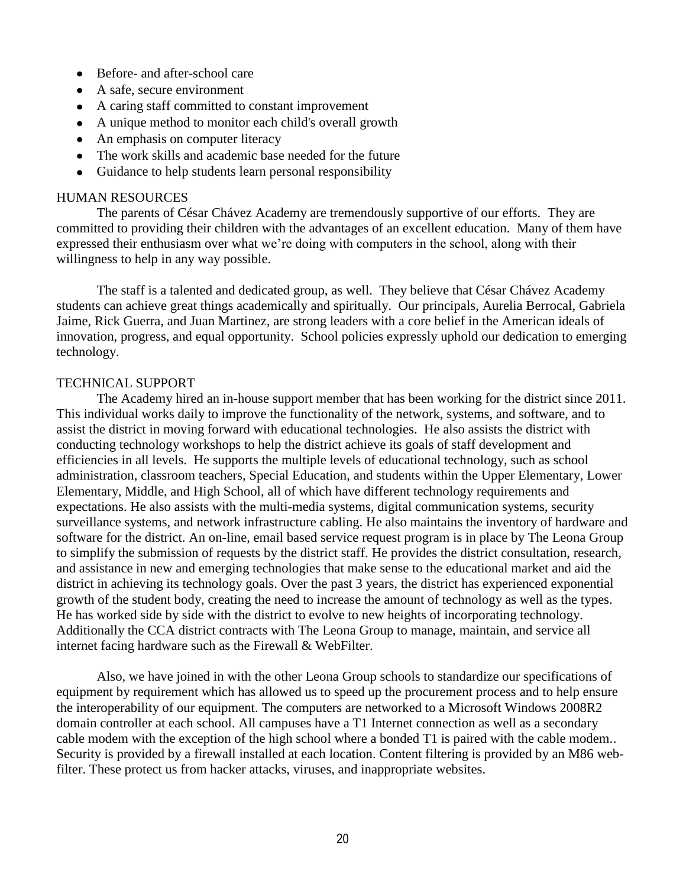- Before- and after-school care
- A safe, secure environment
- A caring staff committed to constant improvement
- A unique method to monitor each child's overall growth
- An emphasis on computer literacy
- The work skills and academic base needed for the future
- Guidance to help students learn personal responsibility

## HUMAN RESOURCES

The parents of César Chávez Academy are tremendously supportive of our efforts. They are committed to providing their children with the advantages of an excellent education. Many of them have expressed their enthusiasm over what we're doing with computers in the school, along with their willingness to help in any way possible.

The staff is a talented and dedicated group, as well. They believe that César Chávez Academy students can achieve great things academically and spiritually. Our principals, Aurelia Berrocal, Gabriela Jaime, Rick Guerra, and Juan Martinez, are strong leaders with a core belief in the American ideals of innovation, progress, and equal opportunity. School policies expressly uphold our dedication to emerging technology.

## TECHNICAL SUPPORT

The Academy hired an in-house support member that has been working for the district since 2011. This individual works daily to improve the functionality of the network, systems, and software, and to assist the district in moving forward with educational technologies. He also assists the district with conducting technology workshops to help the district achieve its goals of staff development and efficiencies in all levels. He supports the multiple levels of educational technology, such as school administration, classroom teachers, Special Education, and students within the Upper Elementary, Lower Elementary, Middle, and High School, all of which have different technology requirements and expectations. He also assists with the multi-media systems, digital communication systems, security surveillance systems, and network infrastructure cabling. He also maintains the inventory of hardware and software for the district. An on-line, email based service request program is in place by The Leona Group to simplify the submission of requests by the district staff. He provides the district consultation, research, and assistance in new and emerging technologies that make sense to the educational market and aid the district in achieving its technology goals. Over the past 3 years, the district has experienced exponential growth of the student body, creating the need to increase the amount of technology as well as the types. He has worked side by side with the district to evolve to new heights of incorporating technology. Additionally the CCA district contracts with The Leona Group to manage, maintain, and service all internet facing hardware such as the Firewall & WebFilter.

Also, we have joined in with the other Leona Group schools to standardize our specifications of equipment by requirement which has allowed us to speed up the procurement process and to help ensure the interoperability of our equipment. The computers are networked to a Microsoft Windows 2008R2 domain controller at each school. All campuses have a T1 Internet connection as well as a secondary cable modem with the exception of the high school where a bonded T1 is paired with the cable modem.. Security is provided by a firewall installed at each location. Content filtering is provided by an M86 web-filter. These protect us from hacker attacks, viruses, and inappropriate websites.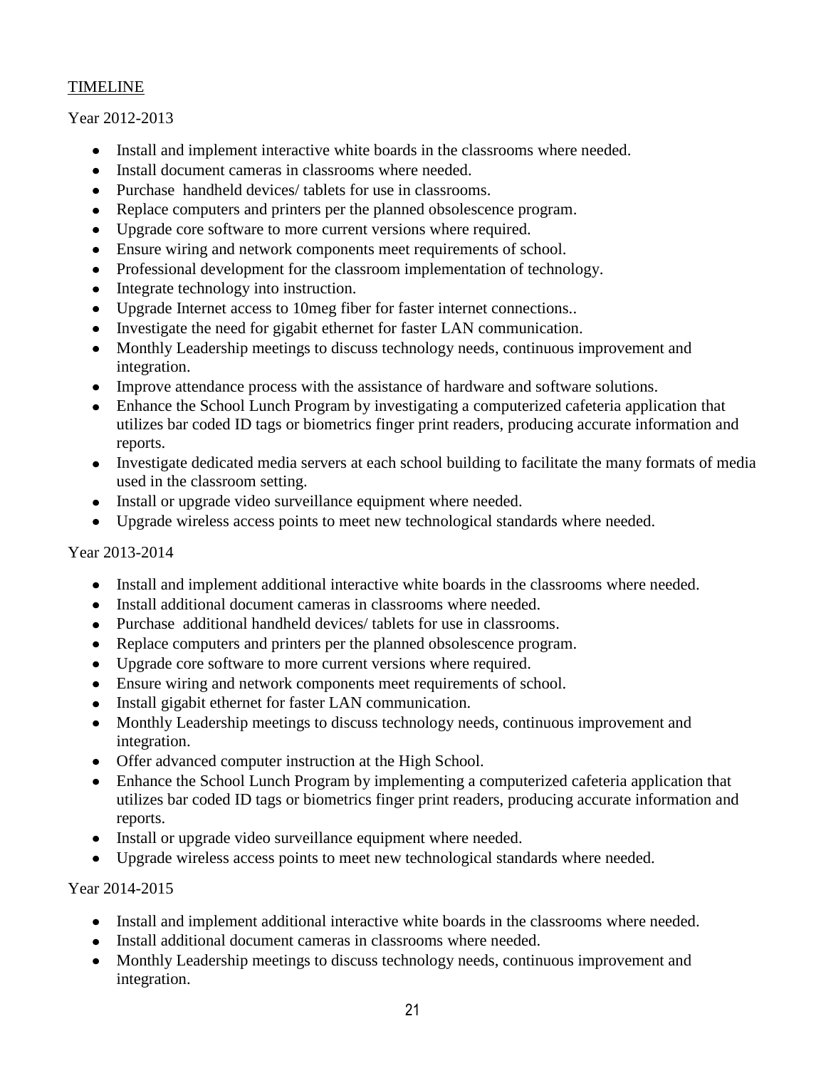TIMELINE

Year 2012-2013

- Install and implement interactive white boards in the classrooms where needed.
- Install document cameras in classrooms where needed.
- Purchase handheld devices/ tablets for use in classrooms.
- Replace computers and printers per the planned obsolescence program.
- Upgrade core software to more current versions where required.
- Ensure wiring and network components meet requirements of school.
- Professional development for the classroom implementation of technology.
- Integrate technology into instruction.
- Upgrade Internet access to 10meg fiber for faster internet connections..
- Investigate the need for gigabit ethernet for faster LAN communication.
- Monthly Leadership meetings to discuss technology needs, continuous improvement and integration.
- Improve attendance process with the assistance of hardware and software solutions.
- Enhance the School Lunch Program by investigating a computerized cafeteria application that utilizes bar coded ID tags or biometrics finger print readers, producing accurate information and reports.
- Investigate dedicated media servers at each school building to facilitate the many formats of media used in the classroom setting.
- Install or upgrade video surveillance equipment where needed.
- Upgrade wireless access points to meet new technological standards where needed.

Year 2013-2014

- Install and implement additional interactive white boards in the classrooms where needed.
- Install additional document cameras in classrooms where needed.
- Purchase additional handheld devices/ tablets for use in classrooms.
- Replace computers and printers per the planned obsolescence program.
- Upgrade core software to more current versions where required.
- Ensure wiring and network components meet requirements of school.
- Install gigabit ethernet for faster LAN communication.
- Monthly Leadership meetings to discuss technology needs, continuous improvement and integration.
- Offer advanced computer instruction at the High School.
- Enhance the School Lunch Program by implementing a computerized cafeteria application that utilizes bar coded ID tags or biometrics finger print readers, producing accurate information and reports.
- Install or upgrade video surveillance equipment where needed.
- Upgrade wireless access points to meet new technological standards where needed.

Year 2014-2015

- Install and implement additional interactive white boards in the classrooms where needed.
- Install additional document cameras in classrooms where needed.
- Monthly Leadership meetings to discuss technology needs, continuous improvement and integration.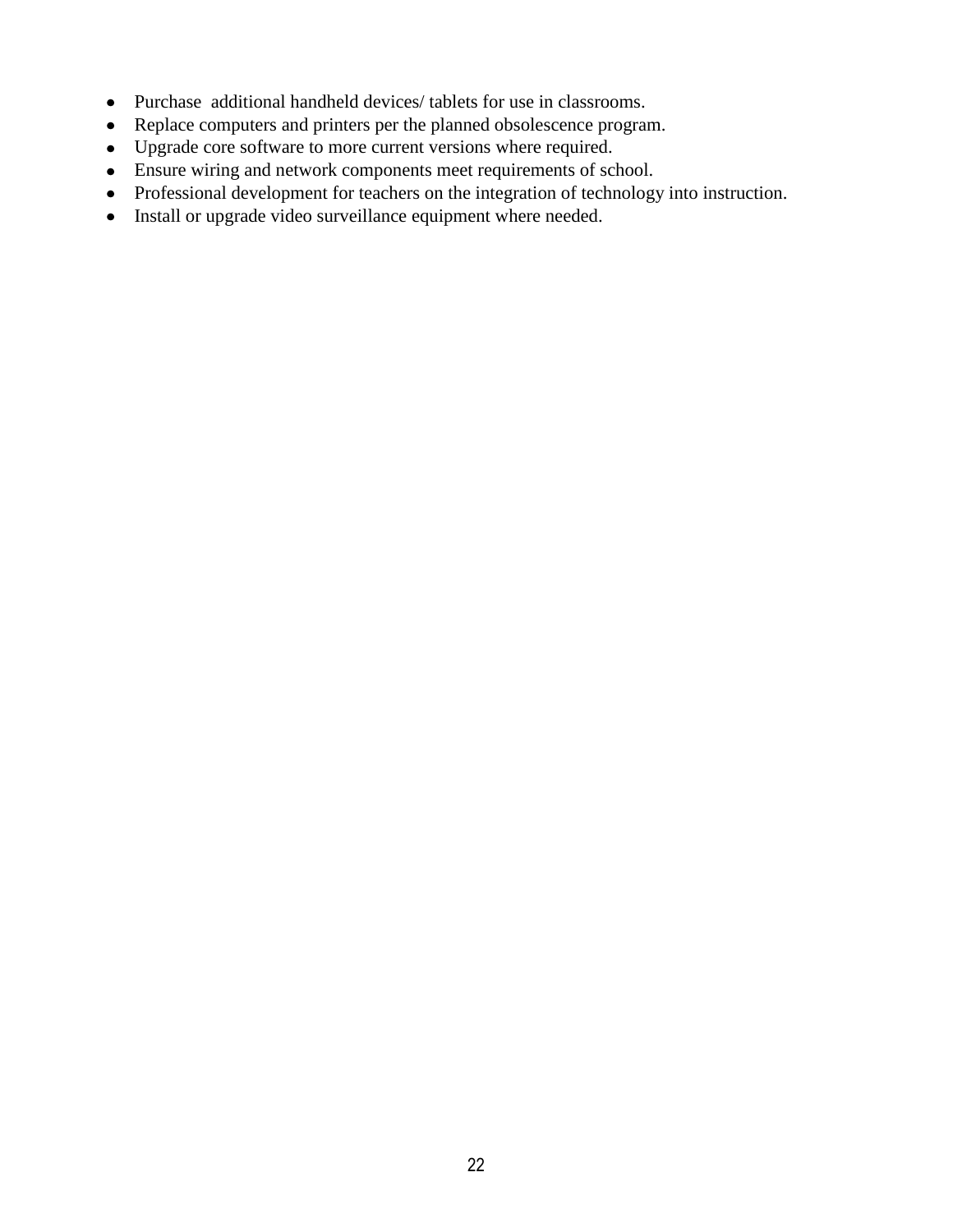- Purchase additional handheld devices/ tablets for use in classrooms.
- Replace computers and printers per the planned obsolescence program.
- Upgrade core software to more current versions where required.
- Ensure wiring and network components meet requirements of school.
- Professional development for teachers on the integration of technology into instruction.
- Install or upgrade video surveillance equipment where needed.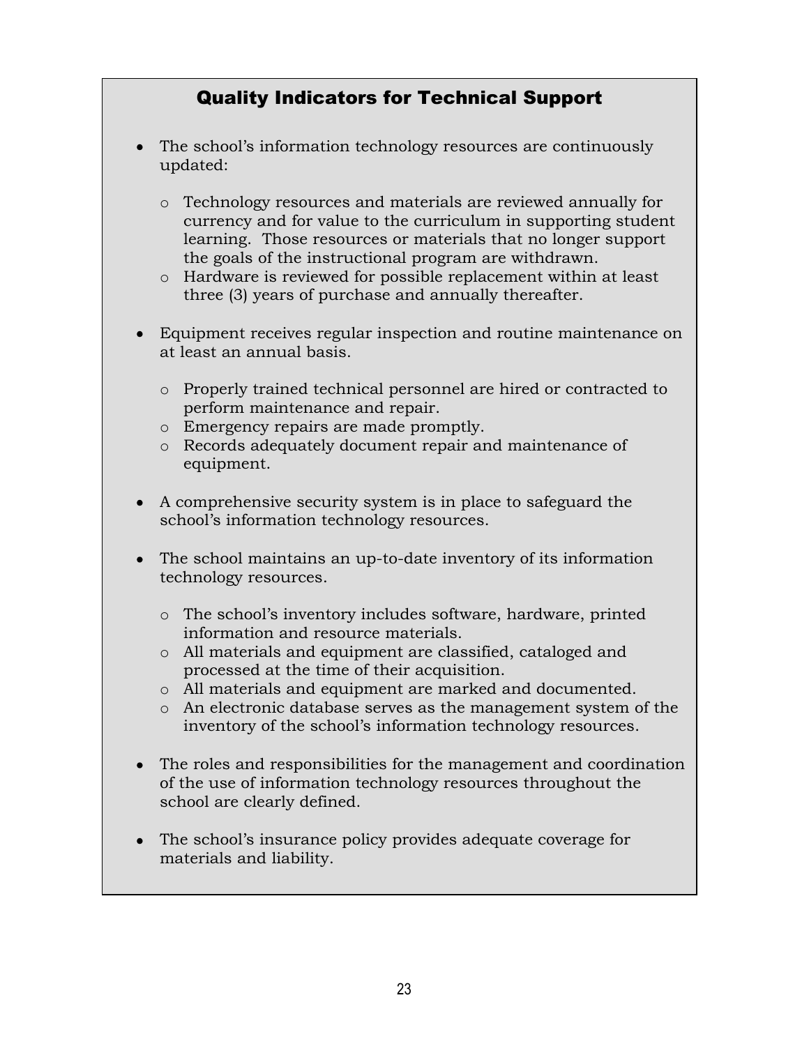## Quality Indicators for Technical Support

- The school's information technology resources are continuously updated:
  - Technology resources and materials are reviewed annually for currency and for value to the curriculum in supporting student learning. Those resources or materials that no longer support the goals of the instructional program are withdrawn.
  - Hardware is reviewed for possible replacement within at least three (3) years of purchase and annually thereafter.
- Equipment receives regular inspection and routine maintenance on at least an annual basis.
  - Properly trained technical personnel are hired or contracted to perform maintenance and repair.
  - Emergency repairs are made promptly.
  - Records adequately document repair and maintenance of equipment.
- A comprehensive security system is in place to safeguard the school's information technology resources.
- The school maintains an up-to-date inventory of its information technology resources.
  - The school's inventory includes software, hardware, printed information and resource materials.
  - All materials and equipment are classified, cataloged and processed at the time of their acquisition.
  - All materials and equipment are marked and documented.
  - An electronic database serves as the management system of the inventory of the school's information technology resources.
- The roles and responsibilities for the management and coordination of the use of information technology resources throughout the school are clearly defined.
- The school's insurance policy provides adequate coverage for materials and liability.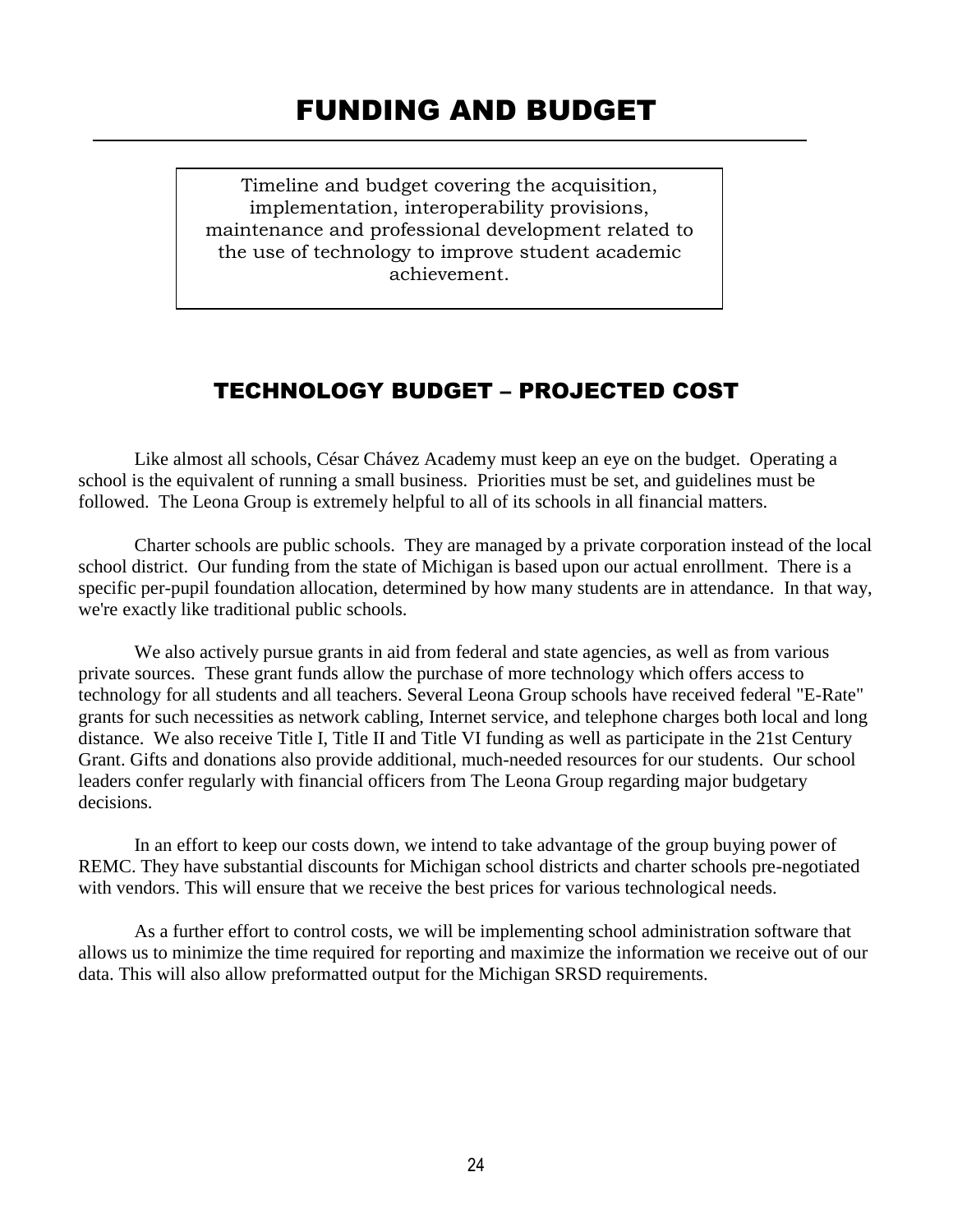# FUNDING AND BUDGET

Timeline and budget covering the acquisition, implementation, interoperability provisions, maintenance and professional development related to the use of technology to improve student academic achievement.

## TECHNOLOGY BUDGET – PROJECTED COST

Like almost all schools, César Chávez Academy must keep an eye on the budget. Operating a school is the equivalent of running a small business. Priorities must be set, and guidelines must be followed. The Leona Group is extremely helpful to all of its schools in all financial matters.

Charter schools are public schools. They are managed by a private corporation instead of the local school district. Our funding from the state of Michigan is based upon our actual enrollment. There is a specific per-pupil foundation allocation, determined by how many students are in attendance. In that way, we're exactly like traditional public schools.

We also actively pursue grants in aid from federal and state agencies, as well as from various private sources. These grant funds allow the purchase of more technology which offers access to technology for all students and all teachers. Several Leona Group schools have received federal "E-Rate" grants for such necessities as network cabling, Internet service, and telephone charges both local and long distance. We also receive Title I, Title II and Title VI funding as well as participate in the 21st Century Grant. Gifts and donations also provide additional, much-needed resources for our students. Our school leaders confer regularly with financial officers from The Leona Group regarding major budgetary decisions.

In an effort to keep our costs down, we intend to take advantage of the group buying power of REMC. They have substantial discounts for Michigan school districts and charter schools pre-negotiated with vendors. This will ensure that we receive the best prices for various technological needs.

As a further effort to control costs, we will be implementing school administration software that allows us to minimize the time required for reporting and maximize the information we receive out of our data. This will also allow preformatted output for the Michigan SRSD requirements.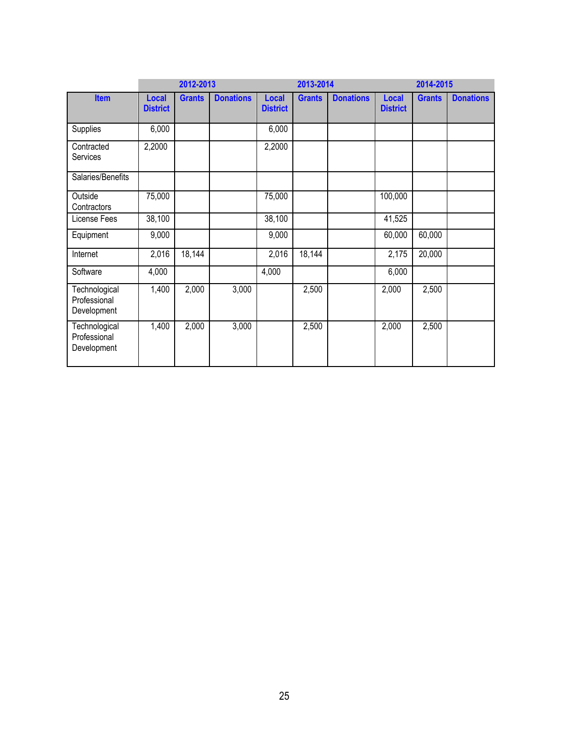| | 2012-2013 | | | 2013-2014 | | | 2014-2015 | | |
|---|---|---|---|---|---|---|---|---|---|
| **Item** | **Local District** | **Grants** | **Donations** | **Local District** | **Grants** | **Donations** | **Local District** | **Grants** | **Donations** |
| Supplies | 6,000 | | | 6,000 | | | | | |
| Contracted Services | 2,2000 | | | 2,2000 | | | | | |
| Salaries/Benefits | | | | | | | | | |
| Outside Contractors | 75,000 | | | 75,000 | | | 100,000 | | |
| License Fees | 38,100 | | | 38,100 | | | 41,525 | | |
| Equipment | 9,000 | | | 9,000 | | | 60,000 | 60,000 | |
| Internet | 2,016 | 18,144 | | 2,016 | 18,144 | | 2,175 | 20,000 | |
| Software | 4,000 | | | 4,000 | | | 6,000 | | |
| Technological Professional Development | 1,400 | 2,000 | 3,000 | | 2,500 | | 2,000 | 2,500 | |
| Technological Professional Development | 1,400 | 2,000 | 3,000 | | 2,500 | | 2,000 | 2,500 | |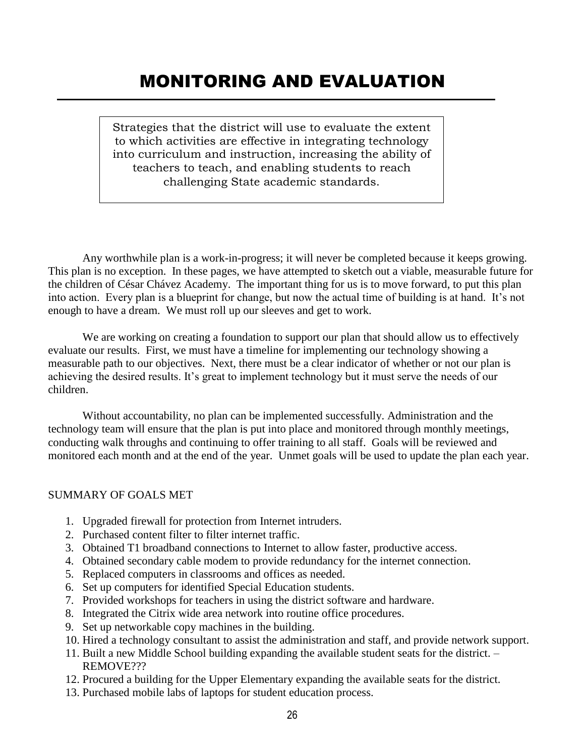# MONITORING AND EVALUATION

> Strategies that the district will use to evaluate the extent to which activities are effective in integrating technology into curriculum and instruction, increasing the ability of teachers to teach, and enabling students to reach challenging State academic standards.

Any worthwhile plan is a work-in-progress; it will never be completed because it keeps growing. This plan is no exception. In these pages, we have attempted to sketch out a viable, measurable future for the children of César Chávez Academy. The important thing for us is to move forward, to put this plan into action. Every plan is a blueprint for change, but now the actual time of building is at hand. It's not enough to have a dream. We must roll up our sleeves and get to work.

We are working on creating a foundation to support our plan that should allow us to effectively evaluate our results. First, we must have a timeline for implementing our technology showing a measurable path to our objectives. Next, there must be a clear indicator of whether or not our plan is achieving the desired results. It's great to implement technology but it must serve the needs of our children.

Without accountability, no plan can be implemented successfully. Administration and the technology team will ensure that the plan is put into place and monitored through monthly meetings, conducting walk throughs and continuing to offer training to all staff. Goals will be reviewed and monitored each month and at the end of the year. Unmet goals will be used to update the plan each year.

SUMMARY OF GOALS MET

1. Upgraded firewall for protection from Internet intruders.
2. Purchased content filter to filter internet traffic.
3. Obtained T1 broadband connections to Internet to allow faster, productive access.
4. Obtained secondary cable modem to provide redundancy for the internet connection.
5. Replaced computers in classrooms and offices as needed.
6. Set up computers for identified Special Education students.
7. Provided workshops for teachers in using the district software and hardware.
8. Integrated the Citrix wide area network into routine office procedures.
9. Set up networkable copy machines in the building.
10. Hired a technology consultant to assist the administration and staff, and provide network support.
11. Built a new Middle School building expanding the available student seats for the district. – REMOVE???
12. Procured a building for the Upper Elementary expanding the available seats for the district.
13. Purchased mobile labs of laptops for student education process.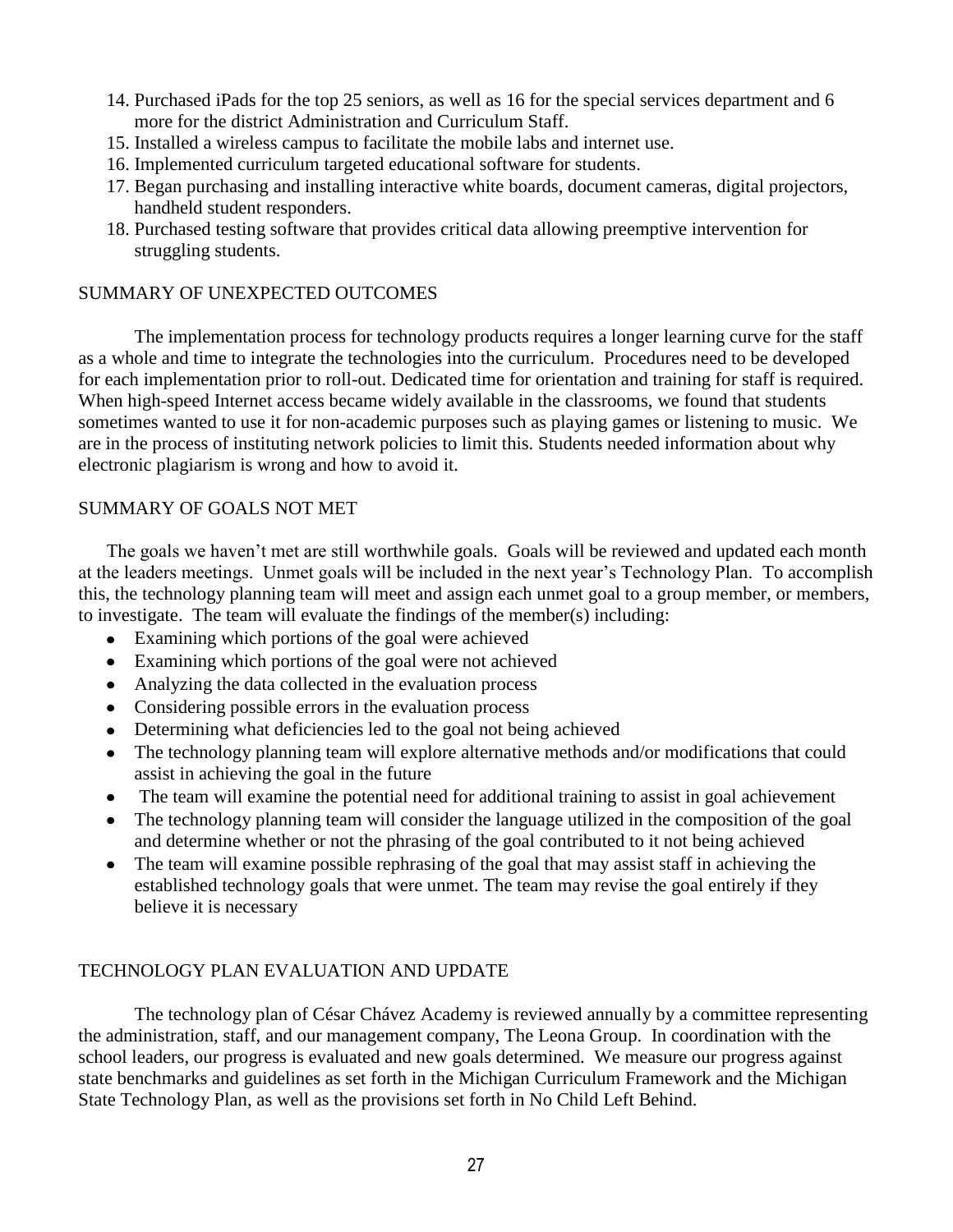14. Purchased iPads for the top 25 seniors, as well as 16 for the special services department and 6 more for the district Administration and Curriculum Staff.
15. Installed a wireless campus to facilitate the mobile labs and internet use.
16. Implemented curriculum targeted educational software for students.
17. Began purchasing and installing interactive white boards, document cameras, digital projectors, handheld student responders.
18. Purchased testing software that provides critical data allowing preemptive intervention for struggling students.

## SUMMARY OF UNEXPECTED OUTCOMES

The implementation process for technology products requires a longer learning curve for the staff as a whole and time to integrate the technologies into the curriculum. Procedures need to be developed for each implementation prior to roll-out. Dedicated time for orientation and training for staff is required. When high-speed Internet access became widely available in the classrooms, we found that students sometimes wanted to use it for non-academic purposes such as playing games or listening to music. We are in the process of instituting network policies to limit this. Students needed information about why electronic plagiarism is wrong and how to avoid it.

## SUMMARY OF GOALS NOT MET

The goals we haven't met are still worthwhile goals. Goals will be reviewed and updated each month at the leaders meetings. Unmet goals will be included in the next year's Technology Plan. To accomplish this, the technology planning team will meet and assign each unmet goal to a group member, or members, to investigate. The team will evaluate the findings of the member(s) including:

- Examining which portions of the goal were achieved
- Examining which portions of the goal were not achieved
- Analyzing the data collected in the evaluation process
- Considering possible errors in the evaluation process
- Determining what deficiencies led to the goal not being achieved
- The technology planning team will explore alternative methods and/or modifications that could assist in achieving the goal in the future
- The team will examine the potential need for additional training to assist in goal achievement
- The technology planning team will consider the language utilized in the composition of the goal and determine whether or not the phrasing of the goal contributed to it not being achieved
- The team will examine possible rephrasing of the goal that may assist staff in achieving the established technology goals that were unmet. The team may revise the goal entirely if they believe it is necessary

## TECHNOLOGY PLAN EVALUATION AND UPDATE

The technology plan of César Chávez Academy is reviewed annually by a committee representing the administration, staff, and our management company, The Leona Group. In coordination with the school leaders, our progress is evaluated and new goals determined. We measure our progress against state benchmarks and guidelines as set forth in the Michigan Curriculum Framework and the Michigan State Technology Plan, as well as the provisions set forth in No Child Left Behind.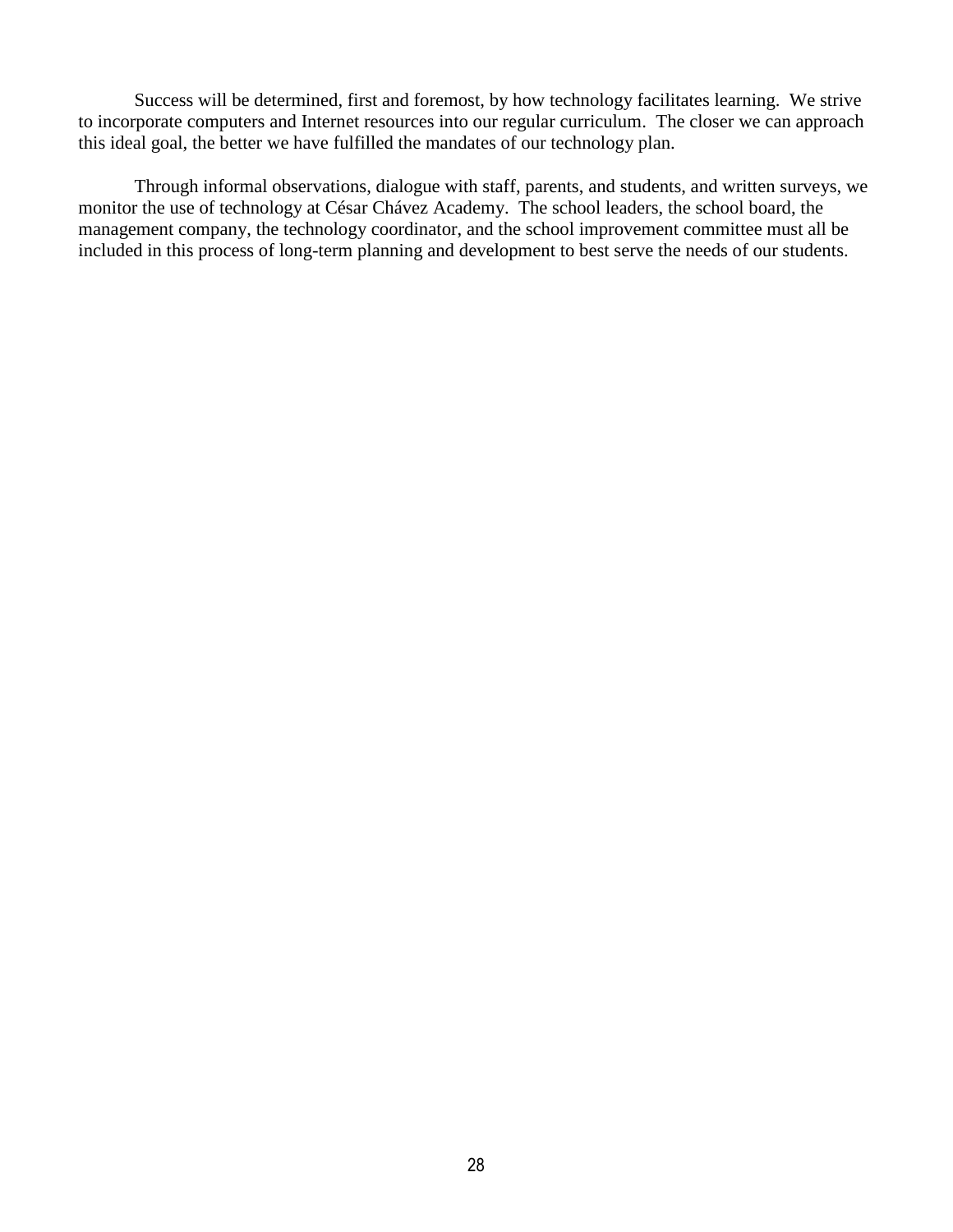Success will be determined, first and foremost, by how technology facilitates learning. We strive to incorporate computers and Internet resources into our regular curriculum. The closer we can approach this ideal goal, the better we have fulfilled the mandates of our technology plan.

Through informal observations, dialogue with staff, parents, and students, and written surveys, we monitor the use of technology at César Chávez Academy. The school leaders, the school board, the management company, the technology coordinator, and the school improvement committee must all be included in this process of long-term planning and development to best serve the needs of our students.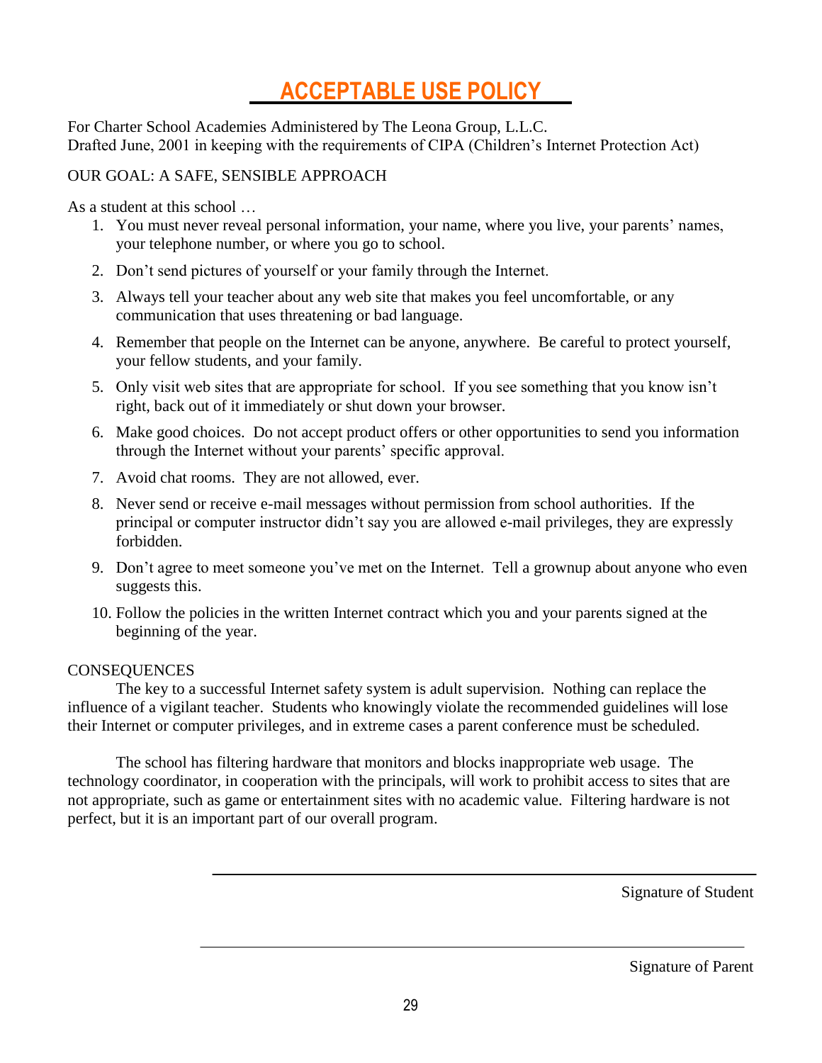# ACCEPTABLE USE POLICY

For Charter School Academies Administered by The Leona Group, L.L.C.
Drafted June, 2001 in keeping with the requirements of CIPA (Children's Internet Protection Act)

OUR GOAL: A SAFE, SENSIBLE APPROACH

As a student at this school …

1. You must never reveal personal information, your name, where you live, your parents' names, your telephone number, or where you go to school.
2. Don't send pictures of yourself or your family through the Internet.
3. Always tell your teacher about any web site that makes you feel uncomfortable, or any communication that uses threatening or bad language.
4. Remember that people on the Internet can be anyone, anywhere. Be careful to protect yourself, your fellow students, and your family.
5. Only visit web sites that are appropriate for school. If you see something that you know isn't right, back out of it immediately or shut down your browser.
6. Make good choices. Do not accept product offers or other opportunities to send you information through the Internet without your parents' specific approval.
7. Avoid chat rooms. They are not allowed, ever.
8. Never send or receive e-mail messages without permission from school authorities. If the principal or computer instructor didn't say you are allowed e-mail privileges, they are expressly forbidden.
9. Don't agree to meet someone you've met on the Internet. Tell a grownup about anyone who even suggests this.
10. Follow the policies in the written Internet contract which you and your parents signed at the beginning of the year.

CONSEQUENCES

The key to a successful Internet safety system is adult supervision. Nothing can replace the influence of a vigilant teacher. Students who knowingly violate the recommended guidelines will lose their Internet or computer privileges, and in extreme cases a parent conference must be scheduled.

The school has filtering hardware that monitors and blocks inappropriate web usage. The technology coordinator, in cooperation with the principals, will work to prohibit access to sites that are not appropriate, such as game or entertainment sites with no academic value. Filtering hardware is not perfect, but it is an important part of our overall program.

\_\_\_\_\_\_\_\_\_\_\_\_\_\_\_\_\_\_\_\_\_\_\_\_\_\_\_\_\_\_\_\_\_\_\_\_\_\_\_\_

Signature of Student

\_\_\_\_\_\_\_\_\_\_\_\_\_\_\_\_\_\_\_\_\_\_\_\_\_\_\_\_\_\_\_\_\_\_\_\_\_\_\_\_

Signature of Parent